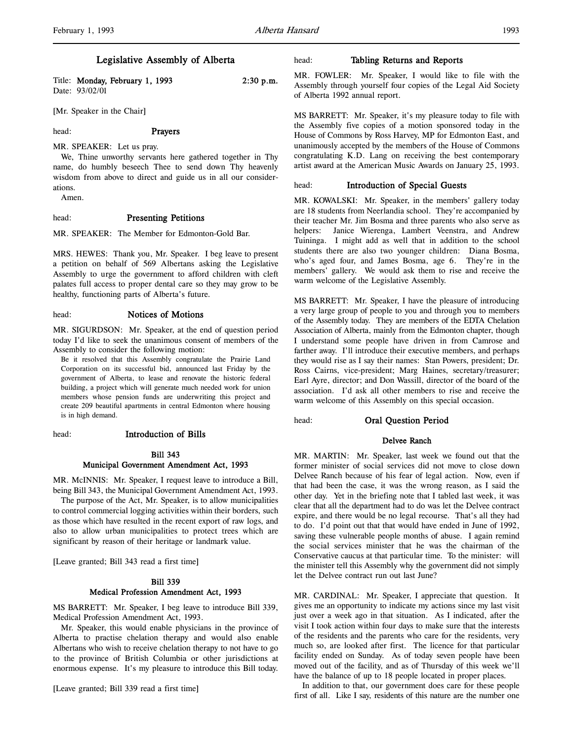# Legislative Assembly of Alberta

Title: **Monday, February 1, 1993** **2:30 p.m.**
Date: 93/02/01

[Mr. Speaker in the Chair]

head: **Prayers**

MR. SPEAKER: Let us pray.

We, Thine unworthy servants here gathered together in Thy name, do humbly beseech Thee to send down Thy heavenly wisdom from above to direct and guide us in all our considerations.

Amen.

head: **Presenting Petitions**

MR. SPEAKER: The Member for Edmonton-Gold Bar.

MRS. HEWES: Thank you, Mr. Speaker. I beg leave to present a petition on behalf of 569 Albertans asking the Legislative Assembly to urge the government to afford children with cleft palates full access to proper dental care so they may grow to be healthy, functioning parts of Alberta's future.

head: **Notices of Motions**

MR. SIGURDSON: Mr. Speaker, at the end of question period today I'd like to seek the unanimous consent of members of the Assembly to consider the following motion:

> Be it resolved that this Assembly congratulate the Prairie Land Corporation on its successful bid, announced last Friday by the government of Alberta, to lease and renovate the historic federal building, a project which will generate much needed work for union members whose pension funds are underwriting this project and create 209 beautiful apartments in central Edmonton where housing is in high demand.

head: **Introduction of Bills**

**Bill 343**
**Municipal Government Amendment Act, 1993**

MR. McINNIS: Mr. Speaker, I request leave to introduce a Bill, being Bill 343, the Municipal Government Amendment Act, 1993.

The purpose of the Act, Mr. Speaker, is to allow municipalities to control commercial logging activities within their borders, such as those which have resulted in the recent export of raw logs, and also to allow urban municipalities to protect trees which are significant by reason of their heritage or landmark value.

[Leave granted; Bill 343 read a first time]

**Bill 339**
**Medical Profession Amendment Act, 1993**

MS BARRETT: Mr. Speaker, I beg leave to introduce Bill 339, Medical Profession Amendment Act, 1993.

Mr. Speaker, this would enable physicians in the province of Alberta to practise chelation therapy and would also enable Albertans who wish to receive chelation therapy to not have to go to the province of British Columbia or other jurisdictions at enormous expense. It's my pleasure to introduce this Bill today.

[Leave granted; Bill 339 read a first time]

head: **Tabling Returns and Reports**

MR. FOWLER: Mr. Speaker, I would like to file with the Assembly through yourself four copies of the Legal Aid Society of Alberta 1992 annual report.

MS BARRETT: Mr. Speaker, it's my pleasure today to file with the Assembly five copies of a motion sponsored today in the House of Commons by Ross Harvey, MP for Edmonton East, and unanimously accepted by the members of the House of Commons congratulating K.D. Lang on receiving the best contemporary artist award at the American Music Awards on January 25, 1993.

head: **Introduction of Special Guests**

MR. KOWALSKI: Mr. Speaker, in the members' gallery today are 18 students from Neerlandia school. They're accompanied by their teacher Mr. Jim Bosma and three parents who also serve as helpers: Janice Wierenga, Lambert Veenstra, and Andrew Tuininga. I might add as well that in addition to the school students there are also two younger children: Diana Bosma, who's aged four, and James Bosma, age 6. They're in the members' gallery. We would ask them to rise and receive the warm welcome of the Legislative Assembly.

MS BARRETT: Mr. Speaker, I have the pleasure of introducing a very large group of people to you and through you to members of the Assembly today. They are members of the EDTA Chelation Association of Alberta, mainly from the Edmonton chapter, though I understand some people have driven in from Camrose and farther away. I'll introduce their executive members, and perhaps they would rise as I say their names: Stan Powers, president; Dr. Ross Cairns, vice-president; Marg Haines, secretary/treasurer; Earl Ayre, director; and Don Wassill, director of the board of the association. I'd ask all other members to rise and receive the warm welcome of this Assembly on this special occasion.

head: **Oral Question Period**

**Delvee Ranch**

MR. MARTIN: Mr. Speaker, last week we found out that the former minister of social services did not move to close down Delvee Ranch because of his fear of legal action. Now, even if that had been the case, it was the wrong reason, as I said the other day. Yet in the briefing note that I tabled last week, it was clear that all the department had to do was let the Delvee contract expire, and there would be no legal recourse. That's all they had to do. I'd point out that that would have ended in June of 1992, saving these vulnerable people months of abuse. I again remind the social services minister that he was the chairman of the Conservative caucus at that particular time. To the minister: will the minister tell this Assembly why the government did not simply let the Delvee contract run out last June?

MR. CARDINAL: Mr. Speaker, I appreciate that question. It gives me an opportunity to indicate my actions since my last visit just over a week ago in that situation. As I indicated, after the visit I took action within four days to make sure that the interests of the residents and the parents who care for the residents, very much so, are looked after first. The licence for that particular facility ended on Sunday. As of today seven people have been moved out of the facility, and as of Thursday of this week we'll have the balance of up to 18 people located in proper places.

In addition to that, our government does care for these people first of all. Like I say, residents of this nature are the number one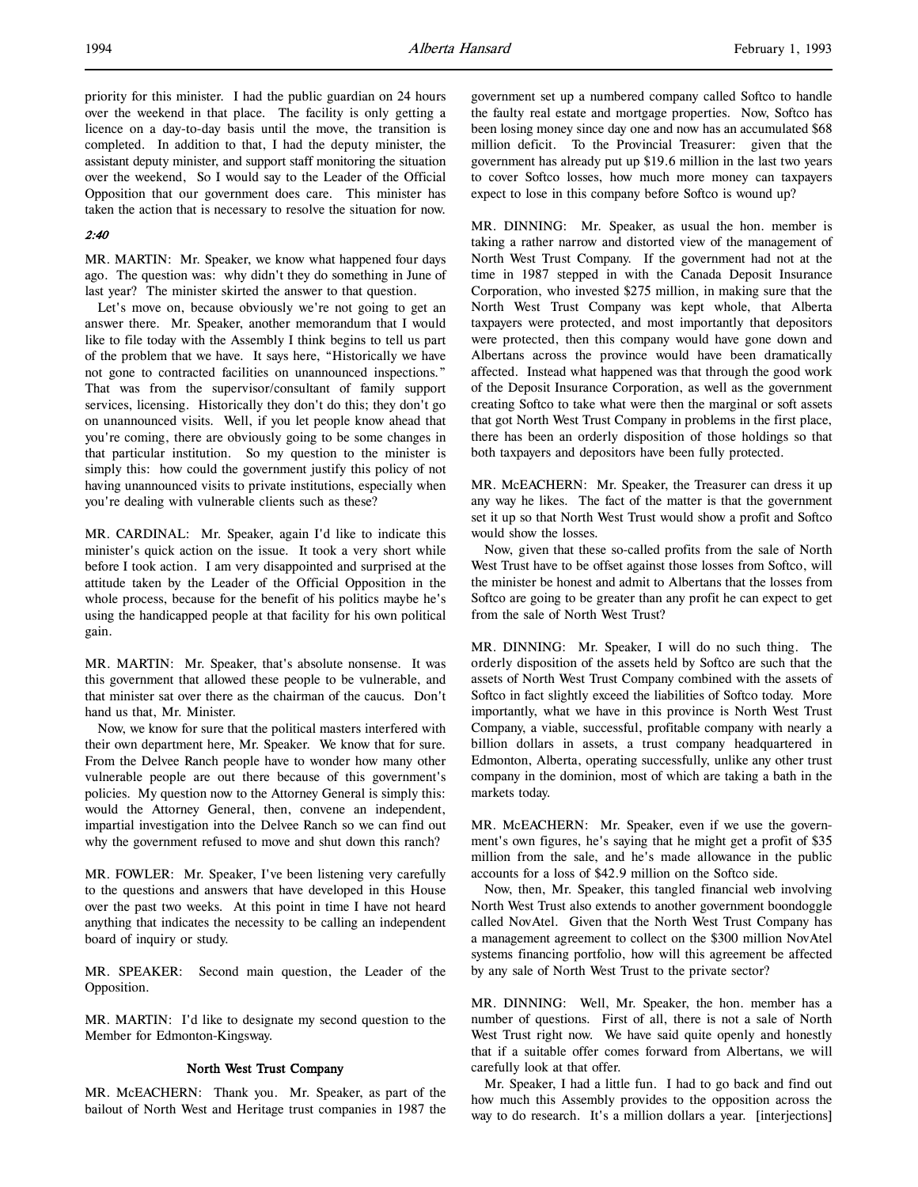priority for this minister. I had the public guardian on 24 hours over the weekend in that place. The facility is only getting a licence on a day-to-day basis until the move, the transition is completed. In addition to that, I had the deputy minister, the assistant deputy minister, and support staff monitoring the situation over the weekend, So I would say to the Leader of the Official Opposition that our government does care. This minister has taken the action that is necessary to resolve the situation for now.

*2:40*

MR. MARTIN: Mr. Speaker, we know what happened four days ago. The question was: why didn't they do something in June of last year? The minister skirted the answer to that question.

Let's move on, because obviously we're not going to get an answer there. Mr. Speaker, another memorandum that I would like to file today with the Assembly I think begins to tell us part of the problem that we have. It says here, "Historically we have not gone to contracted facilities on unannounced inspections." That was from the supervisor/consultant of family support services, licensing. Historically they don't do this; they don't go on unannounced visits. Well, if you let people know ahead that you're coming, there are obviously going to be some changes in that particular institution. So my question to the minister is simply this: how could the government justify this policy of not having unannounced visits to private institutions, especially when you're dealing with vulnerable clients such as these?

MR. CARDINAL: Mr. Speaker, again I'd like to indicate this minister's quick action on the issue. It took a very short while before I took action. I am very disappointed and surprised at the attitude taken by the Leader of the Official Opposition in the whole process, because for the benefit of his politics maybe he's using the handicapped people at that facility for his own political gain.

MR. MARTIN: Mr. Speaker, that's absolute nonsense. It was this government that allowed these people to be vulnerable, and that minister sat over there as the chairman of the caucus. Don't hand us that, Mr. Minister.

Now, we know for sure that the political masters interfered with their own department here, Mr. Speaker. We know that for sure. From the Delvee Ranch people have to wonder how many other vulnerable people are out there because of this government's policies. My question now to the Attorney General is simply this: would the Attorney General, then, convene an independent, impartial investigation into the Delvee Ranch so we can find out why the government refused to move and shut down this ranch?

MR. FOWLER: Mr. Speaker, I've been listening very carefully to the questions and answers that have developed in this House over the past two weeks. At this point in time I have not heard anything that indicates the necessity to be calling an independent board of inquiry or study.

MR. SPEAKER: Second main question, the Leader of the Opposition.

MR. MARTIN: I'd like to designate my second question to the Member for Edmonton-Kingsway.

### North West Trust Company

MR. McEACHERN: Thank you. Mr. Speaker, as part of the bailout of North West and Heritage trust companies in 1987 the government set up a numbered company called Softco to handle the faulty real estate and mortgage properties. Now, Softco has been losing money since day one and now has an accumulated $68 million deficit. To the Provincial Treasurer: given that the government has already put up $19.6 million in the last two years to cover Softco losses, how much more money can taxpayers expect to lose in this company before Softco is wound up?

MR. DINNING: Mr. Speaker, as usual the hon. member is taking a rather narrow and distorted view of the management of North West Trust Company. If the government had not at the time in 1987 stepped in with the Canada Deposit Insurance Corporation, who invested $275 million, in making sure that the North West Trust Company was kept whole, that Alberta taxpayers were protected, and most importantly that depositors were protected, then this company would have gone down and Albertans across the province would have been dramatically affected. Instead what happened was that through the good work of the Deposit Insurance Corporation, as well as the government creating Softco to take what were then the marginal or soft assets that got North West Trust Company in problems in the first place, there has been an orderly disposition of those holdings so that both taxpayers and depositors have been fully protected.

MR. McEACHERN: Mr. Speaker, the Treasurer can dress it up any way he likes. The fact of the matter is that the government set it up so that North West Trust would show a profit and Softco would show the losses.

Now, given that these so-called profits from the sale of North West Trust have to be offset against those losses from Softco, will the minister be honest and admit to Albertans that the losses from Softco are going to be greater than any profit he can expect to get from the sale of North West Trust?

MR. DINNING: Mr. Speaker, I will do no such thing. The orderly disposition of the assets held by Softco are such that the assets of North West Trust Company combined with the assets of Softco in fact slightly exceed the liabilities of Softco today. More importantly, what we have in this province is North West Trust Company, a viable, successful, profitable company with nearly a billion dollars in assets, a trust company headquartered in Edmonton, Alberta, operating successfully, unlike any other trust company in the dominion, most of which are taking a bath in the markets today.

MR. McEACHERN: Mr. Speaker, even if we use the government's own figures, he's saying that he might get a profit of $35 million from the sale, and he's made allowance in the public accounts for a loss of $42.9 million on the Softco side.

Now, then, Mr. Speaker, this tangled financial web involving North West Trust also extends to another government boondoggle called NovAtel. Given that the North West Trust Company has a management agreement to collect on the $300 million NovAtel systems financing portfolio, how will this agreement be affected by any sale of North West Trust to the private sector?

MR. DINNING: Well, Mr. Speaker, the hon. member has a number of questions. First of all, there is not a sale of North West Trust right now. We have said quite openly and honestly that if a suitable offer comes forward from Albertans, we will carefully look at that offer.

Mr. Speaker, I had a little fun. I had to go back and find out how much this Assembly provides to the opposition across the way to do research. It's a million dollars a year. [interjections]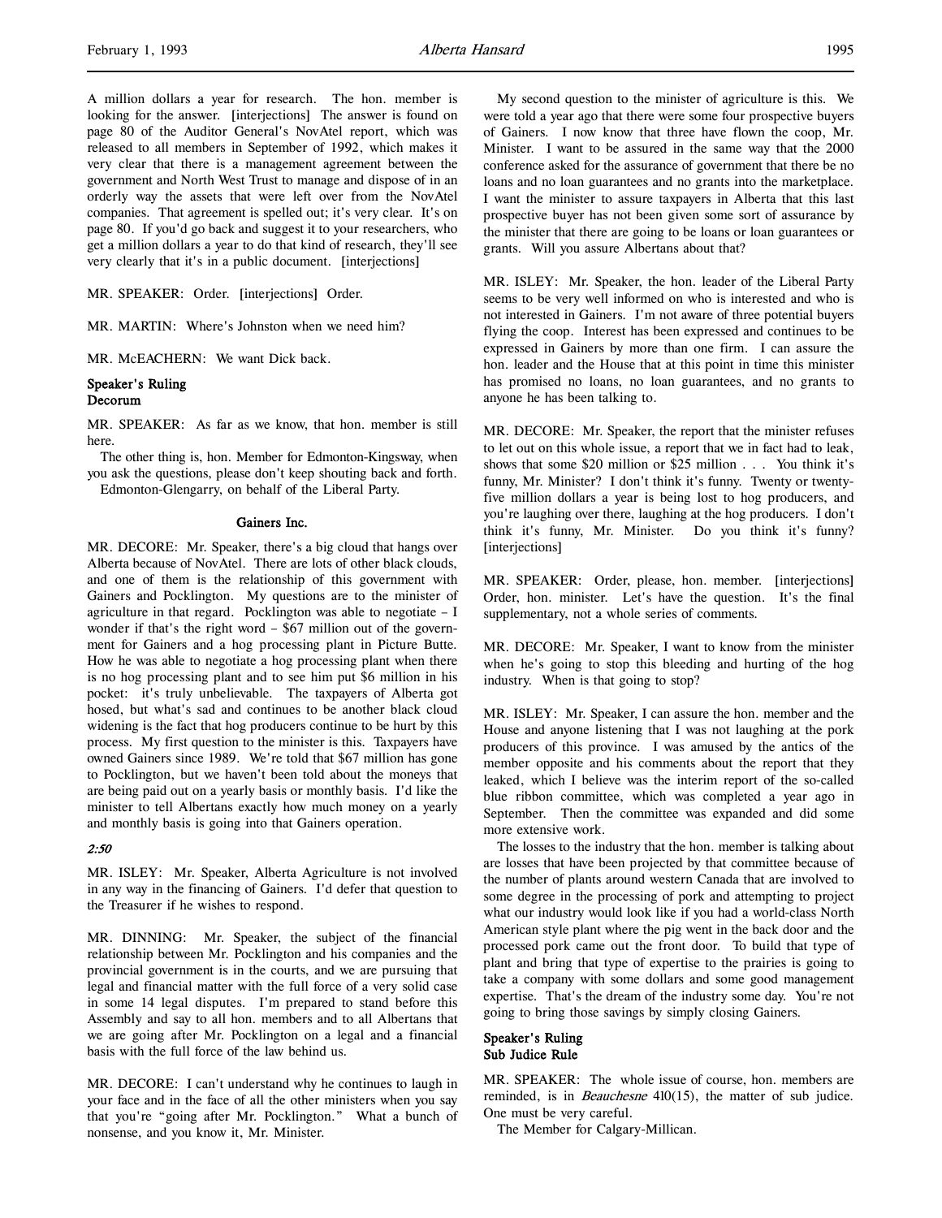A million dollars a year for research. The hon. member is looking for the answer. [interjections] The answer is found on page 80 of the Auditor General's NovAtel report, which was released to all members in September of 1992, which makes it very clear that there is a management agreement between the government and North West Trust to manage and dispose of in an orderly way the assets that were left over from the NovAtel companies. That agreement is spelled out; it's very clear. It's on page 80. If you'd go back and suggest it to your researchers, who get a million dollars a year to do that kind of research, they'll see very clearly that it's in a public document. [interjections]

MR. SPEAKER: Order. [interjections] Order.

MR. MARTIN: Where's Johnston when we need him?

MR. McEACHERN: We want Dick back.

**Speaker's Ruling**
**Decorum**

MR. SPEAKER: As far as we know, that hon. member is still here.

The other thing is, hon. Member for Edmonton-Kingsway, when you ask the questions, please don't keep shouting back and forth.

Edmonton-Glengarry, on behalf of the Liberal Party.

### Gainers Inc.

MR. DECORE: Mr. Speaker, there's a big cloud that hangs over Alberta because of NovAtel. There are lots of other black clouds, and one of them is the relationship of this government with Gainers and Pocklington. My questions are to the minister of agriculture in that regard. Pocklington was able to negotiate – I wonder if that's the right word – $67 million out of the government for Gainers and a hog processing plant in Picture Butte. How he was able to negotiate a hog processing plant when there is no hog processing plant and to see him put $6 million in his pocket: it's truly unbelievable. The taxpayers of Alberta got hosed, but what's sad and continues to be another black cloud widening is the fact that hog producers continue to be hurt by this process. My first question to the minister is this. Taxpayers have owned Gainers since 1989. We're told that $67 million has gone to Pocklington, but we haven't been told about the moneys that are being paid out on a yearly basis or monthly basis. I'd like the minister to tell Albertans exactly how much money on a yearly and monthly basis is going into that Gainers operation.

*2:50*

MR. ISLEY: Mr. Speaker, Alberta Agriculture is not involved in any way in the financing of Gainers. I'd defer that question to the Treasurer if he wishes to respond.

MR. DINNING: Mr. Speaker, the subject of the financial relationship between Mr. Pocklington and his companies and the provincial government is in the courts, and we are pursuing that legal and financial matter with the full force of a very solid case in some 14 legal disputes. I'm prepared to stand before this Assembly and say to all hon. members and to all Albertans that we are going after Mr. Pocklington on a legal and a financial basis with the full force of the law behind us.

MR. DECORE: I can't understand why he continues to laugh in your face and in the face of all the other ministers when you say that you're "going after Mr. Pocklington." What a bunch of nonsense, and you know it, Mr. Minister.

My second question to the minister of agriculture is this. We were told a year ago that there were some four prospective buyers of Gainers. I now know that three have flown the coop, Mr. Minister. I want to be assured in the same way that the 2000 conference asked for the assurance of government that there be no loans and no loan guarantees and no grants into the marketplace. I want the minister to assure taxpayers in Alberta that this last prospective buyer has not been given some sort of assurance by the minister that there are going to be loans or loan guarantees or grants. Will you assure Albertans about that?

MR. ISLEY: Mr. Speaker, the hon. leader of the Liberal Party seems to be very well informed on who is interested and who is not interested in Gainers. I'm not aware of three potential buyers flying the coop. Interest has been expressed and continues to be expressed in Gainers by more than one firm. I can assure the hon. leader and the House that at this point in time this minister has promised no loans, no loan guarantees, and no grants to anyone he has been talking to.

MR. DECORE: Mr. Speaker, the report that the minister refuses to let out on this whole issue, a report that we in fact had to leak, shows that some $20 million or $25 million . . . You think it's funny, Mr. Minister? I don't think it's funny. Twenty or twenty-five million dollars a year is being lost to hog producers, and you're laughing over there, laughing at the hog producers. I don't think it's funny, Mr. Minister. Do you think it's funny? [interjections]

MR. SPEAKER: Order, please, hon. member. [interjections] Order, hon. minister. Let's have the question. It's the final supplementary, not a whole series of comments.

MR. DECORE: Mr. Speaker, I want to know from the minister when he's going to stop this bleeding and hurting of the hog industry. When is that going to stop?

MR. ISLEY: Mr. Speaker, I can assure the hon. member and the House and anyone listening that I was not laughing at the pork producers of this province. I was amused by the antics of the member opposite and his comments about the report that they leaked, which I believe was the interim report of the so-called blue ribbon committee, which was completed a year ago in September. Then the committee was expanded and did some more extensive work.

The losses to the industry that the hon. member is talking about are losses that have been projected by that committee because of the number of plants around western Canada that are involved to some degree in the processing of pork and attempting to project what our industry would look like if you had a world-class North American style plant where the pig went in the back door and the processed pork came out the front door. To build that type of plant and bring that type of expertise to the prairies is going to take a company with some dollars and some good management expertise. That's the dream of the industry some day. You're not going to bring those savings by simply closing Gainers.

**Speaker's Ruling**
**Sub Judice Rule**

MR. SPEAKER: The whole issue of course, hon. members are reminded, is in *Beauchesne* 410(15), the matter of sub judice. One must be very careful.

The Member for Calgary-Millican.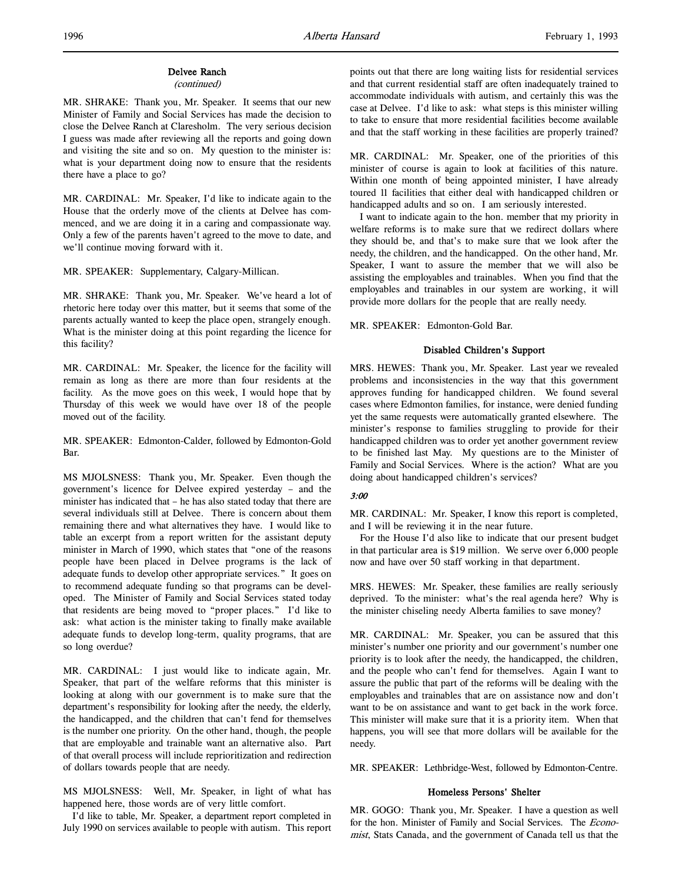### Delvee Ranch

*(continued)*

MR. SHRAKE: Thank you, Mr. Speaker. It seems that our new Minister of Family and Social Services has made the decision to close the Delvee Ranch at Claresholm. The very serious decision I guess was made after reviewing all the reports and going down and visiting the site and so on. My question to the minister is: what is your department doing now to ensure that the residents there have a place to go?

MR. CARDINAL: Mr. Speaker, I'd like to indicate again to the House that the orderly move of the clients at Delvee has commenced, and we are doing it in a caring and compassionate way. Only a few of the parents haven't agreed to the move to date, and we'll continue moving forward with it.

MR. SPEAKER: Supplementary, Calgary-Millican.

MR. SHRAKE: Thank you, Mr. Speaker. We've heard a lot of rhetoric here today over this matter, but it seems that some of the parents actually wanted to keep the place open, strangely enough. What is the minister doing at this point regarding the licence for this facility?

MR. CARDINAL: Mr. Speaker, the licence for the facility will remain as long as there are more than four residents at the facility. As the move goes on this week, I would hope that by Thursday of this week we would have over 18 of the people moved out of the facility.

MR. SPEAKER: Edmonton-Calder, followed by Edmonton-Gold Bar.

MS MJOLSNESS: Thank you, Mr. Speaker. Even though the government's licence for Delvee expired yesterday – and the minister has indicated that – he has also stated today that there are several individuals still at Delvee. There is concern about them remaining there and what alternatives they have. I would like to table an excerpt from a report written for the assistant deputy minister in March of 1990, which states that "one of the reasons people have been placed in Delvee programs is the lack of adequate funds to develop other appropriate services." It goes on to recommend adequate funding so that programs can be developed. The Minister of Family and Social Services stated today that residents are being moved to "proper places." I'd like to ask: what action is the minister taking to finally make available adequate funds to develop long-term, quality programs, that are so long overdue?

MR. CARDINAL: I just would like to indicate again, Mr. Speaker, that part of the welfare reforms that this minister is looking at along with our government is to make sure that the department's responsibility for looking after the needy, the elderly, the handicapped, and the children that can't fend for themselves is the number one priority. On the other hand, though, the people that are employable and trainable want an alternative also. Part of that overall process will include reprioritization and redirection of dollars towards people that are needy.

MS MJOLSNESS: Well, Mr. Speaker, in light of what has happened here, those words are of very little comfort.

I'd like to table, Mr. Speaker, a department report completed in July 1990 on services available to people with autism. This report points out that there are long waiting lists for residential services and that current residential staff are often inadequately trained to accommodate individuals with autism, and certainly this was the case at Delvee. I'd like to ask: what steps is this minister willing to take to ensure that more residential facilities become available and that the staff working in these facilities are properly trained?

MR. CARDINAL: Mr. Speaker, one of the priorities of this minister of course is again to look at facilities of this nature. Within one month of being appointed minister, I have already toured 11 facilities that either deal with handicapped children or handicapped adults and so on. I am seriously interested.

I want to indicate again to the hon. member that my priority in welfare reforms is to make sure that we redirect dollars where they should be, and that's to make sure that we look after the needy, the children, and the handicapped. On the other hand, Mr. Speaker, I want to assure the member that we will also be assisting the employables and trainables. When you find that the employables and trainables in our system are working, it will provide more dollars for the people that are really needy.

MR. SPEAKER: Edmonton-Gold Bar.

### Disabled Children's Support

MRS. HEWES: Thank you, Mr. Speaker. Last year we revealed problems and inconsistencies in the way that this government approves funding for handicapped children. We found several cases where Edmonton families, for instance, were denied funding yet the same requests were automatically granted elsewhere. The minister's response to families struggling to provide for their handicapped children was to order yet another government review to be finished last May. My questions are to the Minister of Family and Social Services. Where is the action? What are you doing about handicapped children's services?

*3:00*

MR. CARDINAL: Mr. Speaker, I know this report is completed, and I will be reviewing it in the near future.

For the House I'd also like to indicate that our present budget in that particular area is $19 million. We serve over 6,000 people now and have over 50 staff working in that department.

MRS. HEWES: Mr. Speaker, these families are really seriously deprived. To the minister: what's the real agenda here? Why is the minister chiseling needy Alberta families to save money?

MR. CARDINAL: Mr. Speaker, you can be assured that this minister's number one priority and our government's number one priority is to look after the needy, the handicapped, the children, and the people who can't fend for themselves. Again I want to assure the public that part of the reforms will be dealing with the employables and trainables that are on assistance now and don't want to be on assistance and want to get back in the work force. This minister will make sure that it is a priority item. When that happens, you will see that more dollars will be available for the needy.

MR. SPEAKER: Lethbridge-West, followed by Edmonton-Centre.

### Homeless Persons' Shelter

MR. GOGO: Thank you, Mr. Speaker. I have a question as well for the hon. Minister of Family and Social Services. The *Economist*, Stats Canada, and the government of Canada tell us that the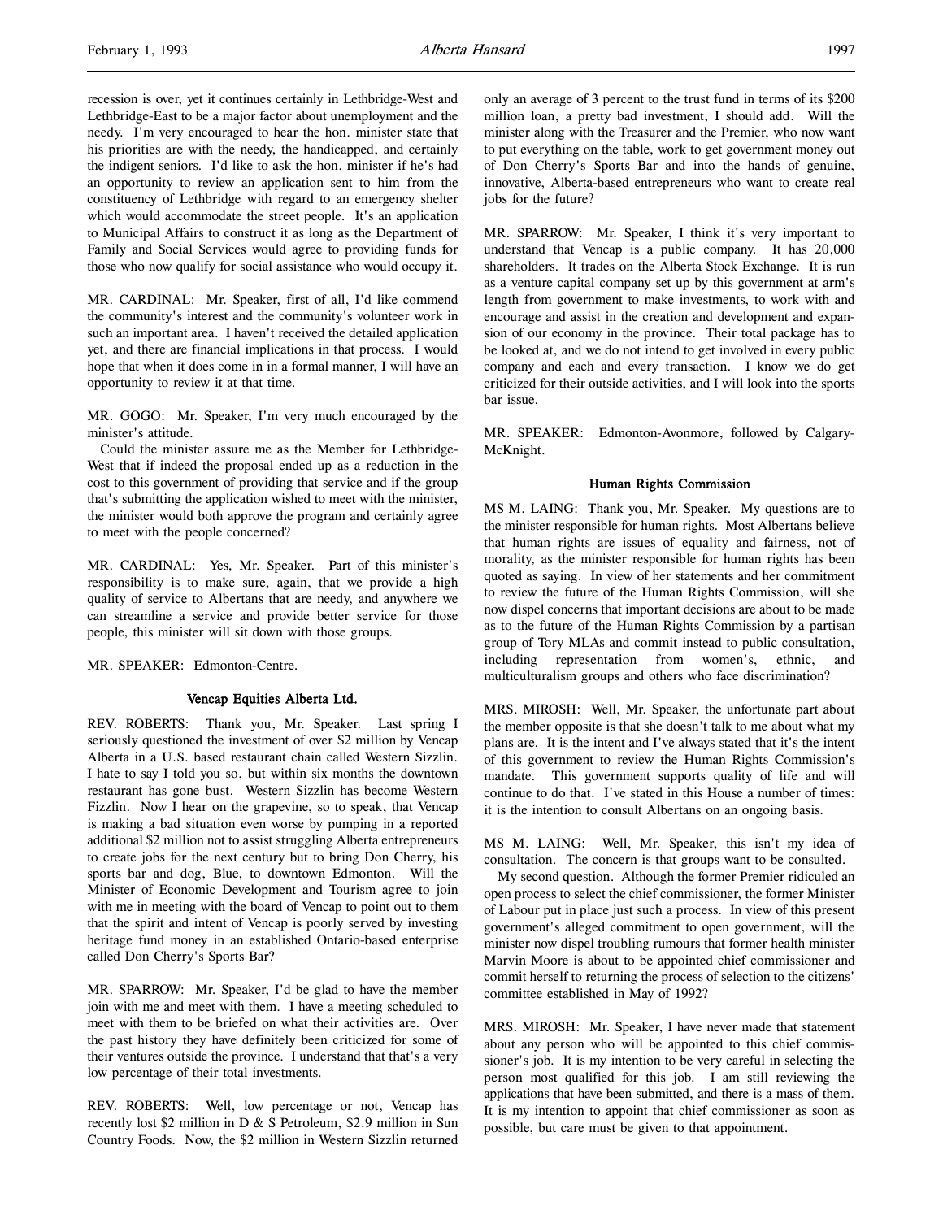recession is over, yet it continues certainly in Lethbridge-West and Lethbridge-East to be a major factor about unemployment and the needy. I'm very encouraged to hear the hon. minister state that his priorities are with the needy, the handicapped, and certainly the indigent seniors. I'd like to ask the hon. minister if he's had an opportunity to review an application sent to him from the constituency of Lethbridge with regard to an emergency shelter which would accommodate the street people. It's an application to Municipal Affairs to construct it as long as the Department of Family and Social Services would agree to providing funds for those who now qualify for social assistance who would occupy it.

MR. CARDINAL: Mr. Speaker, first of all, I'd like commend the community's interest and the community's volunteer work in such an important area. I haven't received the detailed application yet, and there are financial implications in that process. I would hope that when it does come in in a formal manner, I will have an opportunity to review it at that time.

MR. GOGO: Mr. Speaker, I'm very much encouraged by the minister's attitude.

Could the minister assure me as the Member for Lethbridge-West that if indeed the proposal ended up as a reduction in the cost to this government of providing that service and if the group that's submitting the application wished to meet with the minister, the minister would both approve the program and certainly agree to meet with the people concerned?

MR. CARDINAL: Yes, Mr. Speaker. Part of this minister's responsibility is to make sure, again, that we provide a high quality of service to Albertans that are needy, and anywhere we can streamline a service and provide better service for those people, this minister will sit down with those groups.

MR. SPEAKER: Edmonton-Centre.

### Vencap Equities Alberta Ltd.

REV. ROBERTS: Thank you, Mr. Speaker. Last spring I seriously questioned the investment of over $2 million by Vencap Alberta in a U.S. based restaurant chain called Western Sizzlin. I hate to say I told you so, but within six months the downtown restaurant has gone bust. Western Sizzlin has become Western Fizzlin. Now I hear on the grapevine, so to speak, that Vencap is making a bad situation even worse by pumping in a reported additional $2 million not to assist struggling Alberta entrepreneurs to create jobs for the next century but to bring Don Cherry, his sports bar and dog, Blue, to downtown Edmonton. Will the Minister of Economic Development and Tourism agree to join with me in meeting with the board of Vencap to point out to them that the spirit and intent of Vencap is poorly served by investing heritage fund money in an established Ontario-based enterprise called Don Cherry's Sports Bar?

MR. SPARROW: Mr. Speaker, I'd be glad to have the member join with me and meet with them. I have a meeting scheduled to meet with them to be briefed on what their activities are. Over the past history they have definitely been criticized for some of their ventures outside the province. I understand that that's a very low percentage of their total investments.

REV. ROBERTS: Well, low percentage or not, Vencap has recently lost $2 million in D & S Petroleum, $2.9 million in Sun Country Foods. Now, the $2 million in Western Sizzlin returned only an average of 3 percent to the trust fund in terms of its $200 million loan, a pretty bad investment, I should add. Will the minister along with the Treasurer and the Premier, who now want to put everything on the table, work to get government money out of Don Cherry's Sports Bar and into the hands of genuine, innovative, Alberta-based entrepreneurs who want to create real jobs for the future?

MR. SPARROW: Mr. Speaker, I think it's very important to understand that Vencap is a public company. It has 20,000 shareholders. It trades on the Alberta Stock Exchange. It is run as a venture capital company set up by this government at arm's length from government to make investments, to work with and encourage and assist in the creation and development and expansion of our economy in the province. Their total package has to be looked at, and we do not intend to get involved in every public company and each and every transaction. I know we do get criticized for their outside activities, and I will look into the sports bar issue.

MR. SPEAKER: Edmonton-Avonmore, followed by Calgary-McKnight.

### Human Rights Commission

MS M. LAING: Thank you, Mr. Speaker. My questions are to the minister responsible for human rights. Most Albertans believe that human rights are issues of equality and fairness, not of morality, as the minister responsible for human rights has been quoted as saying. In view of her statements and her commitment to review the future of the Human Rights Commission, will she now dispel concerns that important decisions are about to be made as to the future of the Human Rights Commission by a partisan group of Tory MLAs and commit instead to public consultation, including representation from women's, ethnic, and multiculturalism groups and others who face discrimination?

MRS. MIROSH: Well, Mr. Speaker, the unfortunate part about the member opposite is that she doesn't talk to me about what my plans are. It is the intent and I've always stated that it's the intent of this government to review the Human Rights Commission's mandate. This government supports quality of life and will continue to do that. I've stated in this House a number of times: it is the intention to consult Albertans on an ongoing basis.

MS M. LAING: Well, Mr. Speaker, this isn't my idea of consultation. The concern is that groups want to be consulted.

My second question. Although the former Premier ridiculed an open process to select the chief commissioner, the former Minister of Labour put in place just such a process. In view of this present government's alleged commitment to open government, will the minister now dispel troubling rumours that former health minister Marvin Moore is about to be appointed chief commissioner and commit herself to returning the process of selection to the citizens' committee established in May of 1992?

MRS. MIROSH: Mr. Speaker, I have never made that statement about any person who will be appointed to this chief commissioner's job. It is my intention to be very careful in selecting the person most qualified for this job. I am still reviewing the applications that have been submitted, and there is a mass of them. It is my intention to appoint that chief commissioner as soon as possible, but care must be given to that appointment.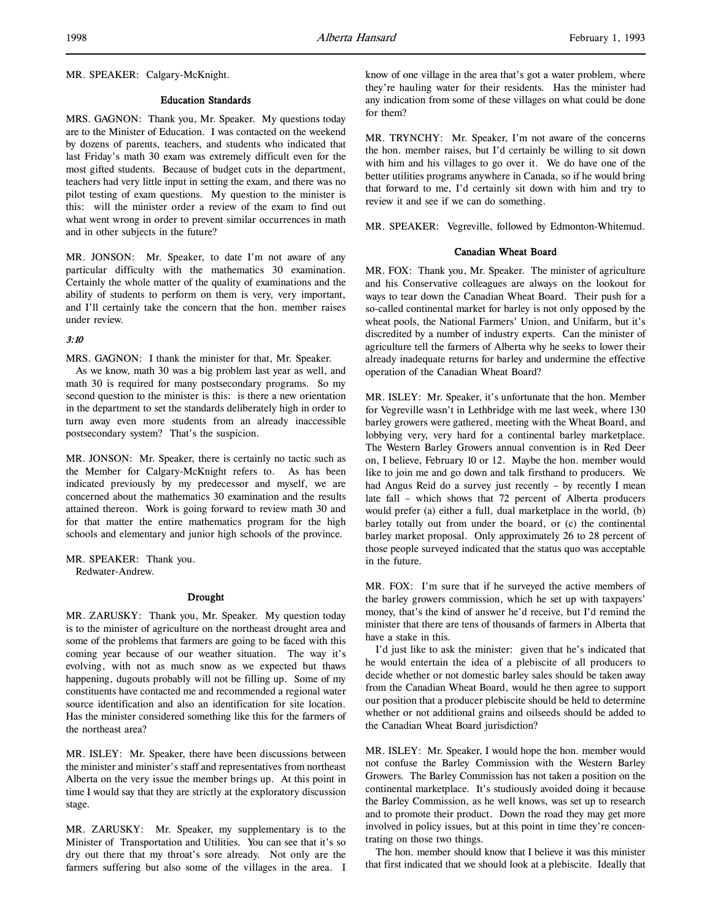MR. SPEAKER: Calgary-McKnight.

### Education Standards

MRS. GAGNON: Thank you, Mr. Speaker. My questions today are to the Minister of Education. I was contacted on the weekend by dozens of parents, teachers, and students who indicated that last Friday's math 30 exam was extremely difficult even for the most gifted students. Because of budget cuts in the department, teachers had very little input in setting the exam, and there was no pilot testing of exam questions. My question to the minister is this: will the minister order a review of the exam to find out what went wrong in order to prevent similar occurrences in math and in other subjects in the future?

MR. JONSON: Mr. Speaker, to date I'm not aware of any particular difficulty with the mathematics 30 examination. Certainly the whole matter of the quality of examinations and the ability of students to perform on them is very, very important, and I'll certainly take the concern that the hon. member raises under review.

*3:10*

MRS. GAGNON: I thank the minister for that, Mr. Speaker.

As we know, math 30 was a big problem last year as well, and math 30 is required for many postsecondary programs. So my second question to the minister is this: is there a new orientation in the department to set the standards deliberately high in order to turn away even more students from an already inaccessible postsecondary system? That's the suspicion.

MR. JONSON: Mr. Speaker, there is certainly no tactic such as the Member for Calgary-McKnight refers to. As has been indicated previously by my predecessor and myself, we are concerned about the mathematics 30 examination and the results attained thereon. Work is going forward to review math 30 and for that matter the entire mathematics program for the high schools and elementary and junior high schools of the province.

MR. SPEAKER: Thank you.
Redwater-Andrew.

### Drought

MR. ZARUSKY: Thank you, Mr. Speaker. My question today is to the minister of agriculture on the northeast drought area and some of the problems that farmers are going to be faced with this coming year because of our weather situation. The way it's evolving, with not as much snow as we expected but thaws happening, dugouts probably will not be filling up. Some of my constituents have contacted me and recommended a regional water source identification and also an identification for site location. Has the minister considered something like this for the farmers of the northeast area?

MR. ISLEY: Mr. Speaker, there have been discussions between the minister and minister's staff and representatives from northeast Alberta on the very issue the member brings up. At this point in time I would say that they are strictly at the exploratory discussion stage.

MR. ZARUSKY: Mr. Speaker, my supplementary is to the Minister of Transportation and Utilities. You can see that it's so dry out there that my throat's sore already. Not only are the farmers suffering but also some of the villages in the area. I know of one village in the area that's got a water problem, where they're hauling water for their residents. Has the minister had any indication from some of these villages on what could be done for them?

MR. TRYNCHY: Mr. Speaker, I'm not aware of the concerns the hon. member raises, but I'd certainly be willing to sit down with him and his villages to go over it. We do have one of the better utilities programs anywhere in Canada, so if he would bring that forward to me, I'd certainly sit down with him and try to review it and see if we can do something.

MR. SPEAKER: Vegreville, followed by Edmonton-Whitemud.

### Canadian Wheat Board

MR. FOX: Thank you, Mr. Speaker. The minister of agriculture and his Conservative colleagues are always on the lookout for ways to tear down the Canadian Wheat Board. Their push for a so-called continental market for barley is not only opposed by the wheat pools, the National Farmers' Union, and Unifarm, but it's discredited by a number of industry experts. Can the minister of agriculture tell the farmers of Alberta why he seeks to lower their already inadequate returns for barley and undermine the effective operation of the Canadian Wheat Board?

MR. ISLEY: Mr. Speaker, it's unfortunate that the hon. Member for Vegreville wasn't in Lethbridge with me last week, where 130 barley growers were gathered, meeting with the Wheat Board, and lobbying very, very hard for a continental barley marketplace. The Western Barley Growers annual convention is in Red Deer on, I believe, February 10 or 12. Maybe the hon. member would like to join me and go down and talk firsthand to producers. We had Angus Reid do a survey just recently – by recently I mean late fall – which shows that 72 percent of Alberta producers would prefer (a) either a full, dual marketplace in the world, (b) barley totally out from under the board, or (c) the continental barley market proposal. Only approximately 26 to 28 percent of those people surveyed indicated that the status quo was acceptable in the future.

MR. FOX: I'm sure that if he surveyed the active members of the barley growers commission, which he set up with taxpayers' money, that's the kind of answer he'd receive, but I'd remind the minister that there are tens of thousands of farmers in Alberta that have a stake in this.

I'd just like to ask the minister: given that he's indicated that he would entertain the idea of a plebiscite of all producers to decide whether or not domestic barley sales should be taken away from the Canadian Wheat Board, would he then agree to support our position that a producer plebiscite should be held to determine whether or not additional grains and oilseeds should be added to the Canadian Wheat Board jurisdiction?

MR. ISLEY: Mr. Speaker, I would hope the hon. member would not confuse the Barley Commission with the Western Barley Growers. The Barley Commission has not taken a position on the continental marketplace. It's studiously avoided doing it because the Barley Commission, as he well knows, was set up to research and to promote their product. Down the road they may get more involved in policy issues, but at this point in time they're concentrating on those two things.

The hon. member should know that I believe it was this minister that first indicated that we should look at a plebiscite. Ideally that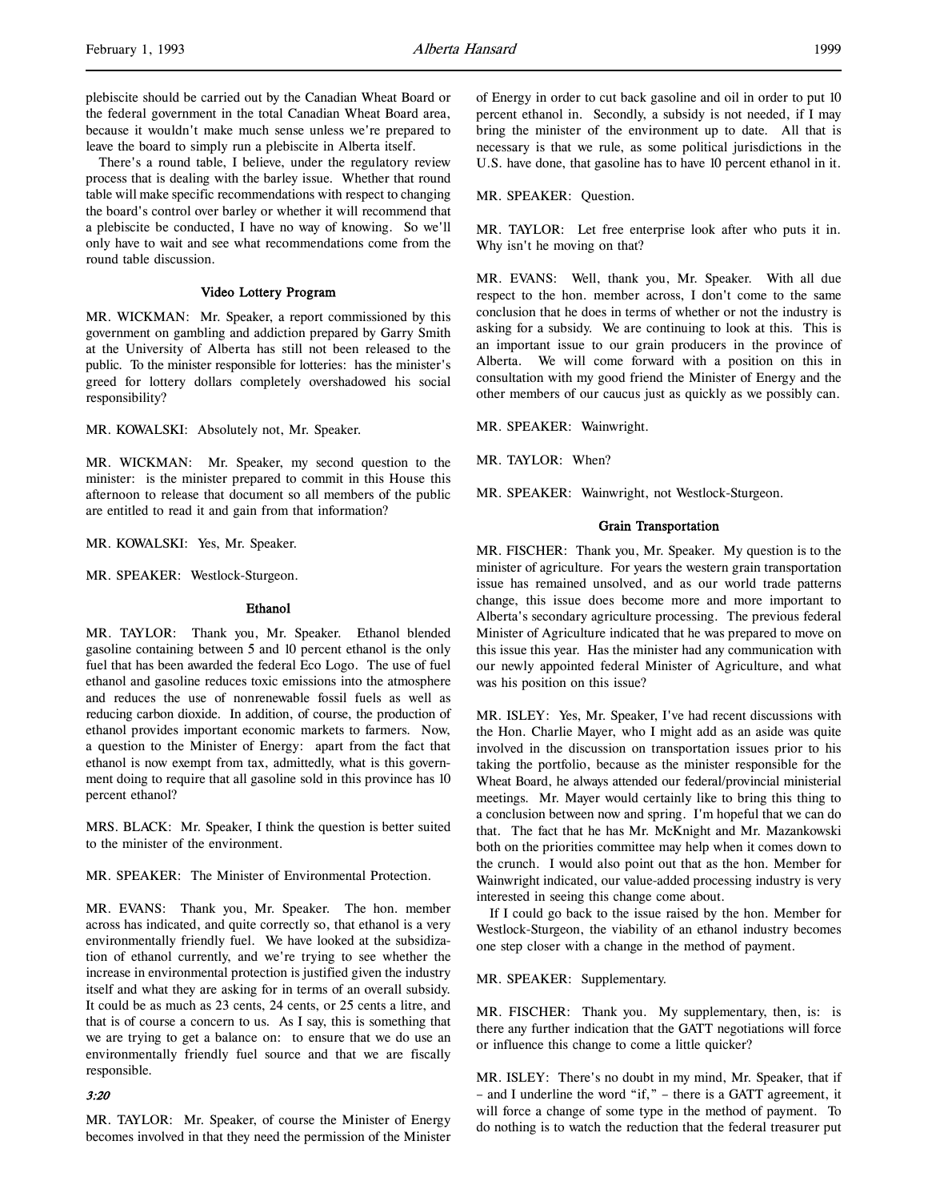plebiscite should be carried out by the Canadian Wheat Board or the federal government in the total Canadian Wheat Board area, because it wouldn't make much sense unless we're prepared to leave the board to simply run a plebiscite in Alberta itself.

There's a round table, I believe, under the regulatory review process that is dealing with the barley issue. Whether that round table will make specific recommendations with respect to changing the board's control over barley or whether it will recommend that a plebiscite be conducted, I have no way of knowing. So we'll only have to wait and see what recommendations come from the round table discussion.

### Video Lottery Program

MR. WICKMAN: Mr. Speaker, a report commissioned by this government on gambling and addiction prepared by Garry Smith at the University of Alberta has still not been released to the public. To the minister responsible for lotteries: has the minister's greed for lottery dollars completely overshadowed his social responsibility?

MR. KOWALSKI: Absolutely not, Mr. Speaker.

MR. WICKMAN: Mr. Speaker, my second question to the minister: is the minister prepared to commit in this House this afternoon to release that document so all members of the public are entitled to read it and gain from that information?

MR. KOWALSKI: Yes, Mr. Speaker.

MR. SPEAKER: Westlock-Sturgeon.

### Ethanol

MR. TAYLOR: Thank you, Mr. Speaker. Ethanol blended gasoline containing between 5 and 10 percent ethanol is the only fuel that has been awarded the federal Eco Logo. The use of fuel ethanol and gasoline reduces toxic emissions into the atmosphere and reduces the use of nonrenewable fossil fuels as well as reducing carbon dioxide. In addition, of course, the production of ethanol provides important economic markets to farmers. Now, a question to the Minister of Energy: apart from the fact that ethanol is now exempt from tax, admittedly, what is this government doing to require that all gasoline sold in this province has 10 percent ethanol?

MRS. BLACK: Mr. Speaker, I think the question is better suited to the minister of the environment.

MR. SPEAKER: The Minister of Environmental Protection.

MR. EVANS: Thank you, Mr. Speaker. The hon. member across has indicated, and quite correctly so, that ethanol is a very environmentally friendly fuel. We have looked at the subsidization of ethanol currently, and we're trying to see whether the increase in environmental protection is justified given the industry itself and what they are asking for in terms of an overall subsidy. It could be as much as 23 cents, 24 cents, or 25 cents a litre, and that is of course a concern to us. As I say, this is something that we are trying to get a balance on: to ensure that we do use an environmentally friendly fuel source and that we are fiscally responsible.

*3:20*

MR. TAYLOR: Mr. Speaker, of course the Minister of Energy becomes involved in that they need the permission of the Minister of Energy in order to cut back gasoline and oil in order to put 10 percent ethanol in. Secondly, a subsidy is not needed, if I may bring the minister of the environment up to date. All that is necessary is that we rule, as some political jurisdictions in the U.S. have done, that gasoline has to have 10 percent ethanol in it.

MR. SPEAKER: Question.

MR. TAYLOR: Let free enterprise look after who puts it in. Why isn't he moving on that?

MR. EVANS: Well, thank you, Mr. Speaker. With all due respect to the hon. member across, I don't come to the same conclusion that he does in terms of whether or not the industry is asking for a subsidy. We are continuing to look at this. This is an important issue to our grain producers in the province of Alberta. We will come forward with a position on this in consultation with my good friend the Minister of Energy and the other members of our caucus just as quickly as we possibly can.

MR. SPEAKER: Wainwright.

MR. TAYLOR: When?

MR. SPEAKER: Wainwright, not Westlock-Sturgeon.

### Grain Transportation

MR. FISCHER: Thank you, Mr. Speaker. My question is to the minister of agriculture. For years the western grain transportation issue has remained unsolved, and as our world trade patterns change, this issue does become more and more important to Alberta's secondary agriculture processing. The previous federal Minister of Agriculture indicated that he was prepared to move on this issue this year. Has the minister had any communication with our newly appointed federal Minister of Agriculture, and what was his position on this issue?

MR. ISLEY: Yes, Mr. Speaker, I've had recent discussions with the Hon. Charlie Mayer, who I might add as an aside was quite involved in the discussion on transportation issues prior to his taking the portfolio, because as the minister responsible for the Wheat Board, he always attended our federal/provincial ministerial meetings. Mr. Mayer would certainly like to bring this thing to a conclusion between now and spring. I'm hopeful that we can do that. The fact that he has Mr. McKnight and Mr. Mazankowski both on the priorities committee may help when it comes down to the crunch. I would also point out that as the hon. Member for Wainwright indicated, our value-added processing industry is very interested in seeing this change come about.

If I could go back to the issue raised by the hon. Member for Westlock-Sturgeon, the viability of an ethanol industry becomes one step closer with a change in the method of payment.

MR. SPEAKER: Supplementary.

MR. FISCHER: Thank you. My supplementary, then, is: is there any further indication that the GATT negotiations will force or influence this change to come a little quicker?

MR. ISLEY: There's no doubt in my mind, Mr. Speaker, that if – and I underline the word "if," – there is a GATT agreement, it will force a change of some type in the method of payment. To do nothing is to watch the reduction that the federal treasurer put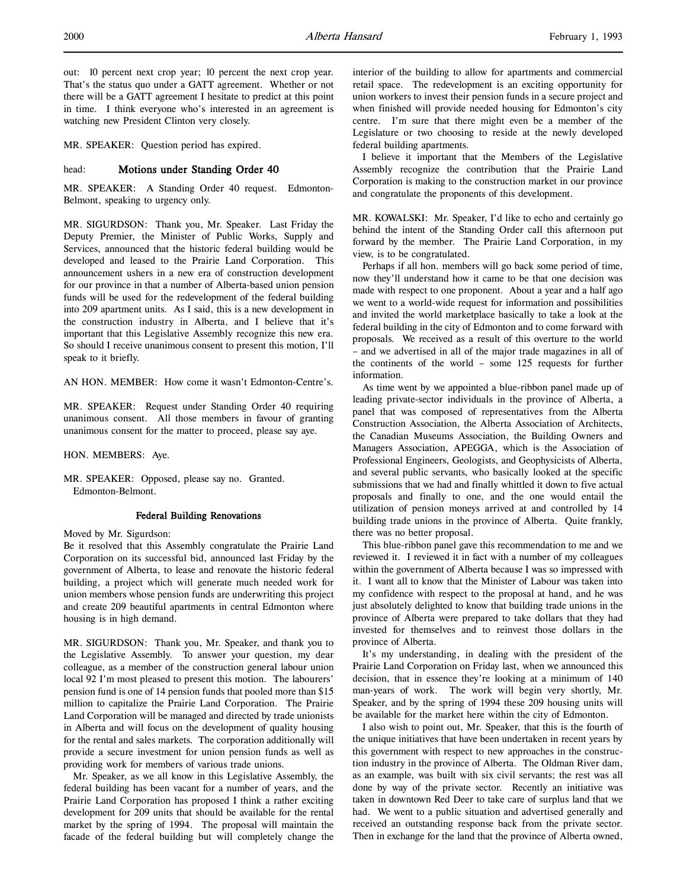out: 10 percent next crop year; 10 percent the next crop year. That's the status quo under a GATT agreement. Whether or not there will be a GATT agreement I hesitate to predict at this point in time. I think everyone who's interested in an agreement is watching new President Clinton very closely.

MR. SPEAKER: Question period has expired.

head: **Motions under Standing Order 40**

MR. SPEAKER: A Standing Order 40 request. Edmonton-Belmont, speaking to urgency only.

MR. SIGURDSON: Thank you, Mr. Speaker. Last Friday the Deputy Premier, the Minister of Public Works, Supply and Services, announced that the historic federal building would be developed and leased to the Prairie Land Corporation. This announcement ushers in a new era of construction development for our province in that a number of Alberta-based union pension funds will be used for the redevelopment of the federal building into 209 apartment units. As I said, this is a new development in the construction industry in Alberta, and I believe that it's important that this Legislative Assembly recognize this new era. So should I receive unanimous consent to present this motion, I'll speak to it briefly.

AN HON. MEMBER: How come it wasn't Edmonton-Centre's.

MR. SPEAKER: Request under Standing Order 40 requiring unanimous consent. All those members in favour of granting unanimous consent for the matter to proceed, please say aye.

HON. MEMBERS: Aye.

MR. SPEAKER: Opposed, please say no. Granted.
Edmonton-Belmont.

### Federal Building Renovations

Moved by Mr. Sigurdson:
Be it resolved that this Assembly congratulate the Prairie Land Corporation on its successful bid, announced last Friday by the government of Alberta, to lease and renovate the historic federal building, a project which will generate much needed work for union members whose pension funds are underwriting this project and create 209 beautiful apartments in central Edmonton where housing is in high demand.

MR. SIGURDSON: Thank you, Mr. Speaker, and thank you to the Legislative Assembly. To answer your question, my dear colleague, as a member of the construction general labour union local 92 I'm most pleased to present this motion. The labourers' pension fund is one of 14 pension funds that pooled more than $15 million to capitalize the Prairie Land Corporation. The Prairie Land Corporation will be managed and directed by trade unionists in Alberta and will focus on the development of quality housing for the rental and sales markets. The corporation additionally will provide a secure investment for union pension funds as well as providing work for members of various trade unions.

Mr. Speaker, as we all know in this Legislative Assembly, the federal building has been vacant for a number of years, and the Prairie Land Corporation has proposed I think a rather exciting development for 209 units that should be available for the rental market by the spring of 1994. The proposal will maintain the facade of the federal building but will completely change the interior of the building to allow for apartments and commercial retail space. The redevelopment is an exciting opportunity for union workers to invest their pension funds in a secure project and when finished will provide needed housing for Edmonton's city centre. I'm sure that there might even be a member of the Legislature or two choosing to reside at the newly developed federal building apartments.

I believe it important that the Members of the Legislative Assembly recognize the contribution that the Prairie Land Corporation is making to the construction market in our province and congratulate the proponents of this development.

MR. KOWALSKI: Mr. Speaker, I'd like to echo and certainly go behind the intent of the Standing Order call this afternoon put forward by the member. The Prairie Land Corporation, in my view, is to be congratulated.

Perhaps if all hon. members will go back some period of time, now they'll understand how it came to be that one decision was made with respect to one proponent. About a year and a half ago we went to a world-wide request for information and possibilities and invited the world marketplace basically to take a look at the federal building in the city of Edmonton and to come forward with proposals. We received as a result of this overture to the world – and we advertised in all of the major trade magazines in all of the continents of the world – some 125 requests for further information.

As time went by we appointed a blue-ribbon panel made up of leading private-sector individuals in the province of Alberta, a panel that was composed of representatives from the Alberta Construction Association, the Alberta Association of Architects, the Canadian Museums Association, the Building Owners and Managers Association, APEGGA, which is the Association of Professional Engineers, Geologists, and Geophysicists of Alberta, and several public servants, who basically looked at the specific submissions that we had and finally whittled it down to five actual proposals and finally to one, and the one would entail the utilization of pension moneys arrived at and controlled by 14 building trade unions in the province of Alberta. Quite frankly, there was no better proposal.

This blue-ribbon panel gave this recommendation to me and we reviewed it. I reviewed it in fact with a number of my colleagues within the government of Alberta because I was so impressed with it. I want all to know that the Minister of Labour was taken into my confidence with respect to the proposal at hand, and he was just absolutely delighted to know that building trade unions in the province of Alberta were prepared to take dollars that they had invested for themselves and to reinvest those dollars in the province of Alberta.

It's my understanding, in dealing with the president of the Prairie Land Corporation on Friday last, when we announced this decision, that in essence they're looking at a minimum of 140 man-years of work. The work will begin very shortly, Mr. Speaker, and by the spring of 1994 these 209 housing units will be available for the market here within the city of Edmonton.

I also wish to point out, Mr. Speaker, that this is the fourth of the unique initiatives that have been undertaken in recent years by this government with respect to new approaches in the construction industry in the province of Alberta. The Oldman River dam, as an example, was built with six civil servants; the rest was all done by way of the private sector. Recently an initiative was taken in downtown Red Deer to take care of surplus land that we had. We went to a public situation and advertised generally and received an outstanding response back from the private sector. Then in exchange for the land that the province of Alberta owned,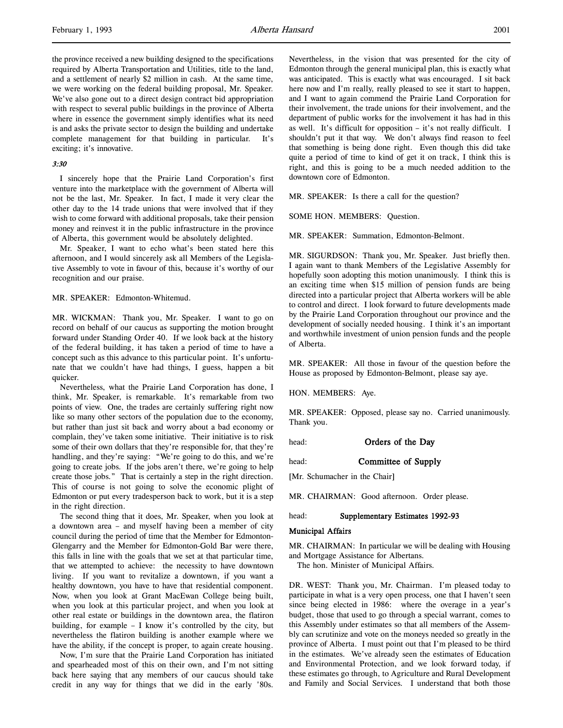the province received a new building designed to the specifications required by Alberta Transportation and Utilities, title to the land, and a settlement of nearly $2 million in cash. At the same time, we were working on the federal building proposal, Mr. Speaker. We've also gone out to a direct design contract bid appropriation with respect to several public buildings in the province of Alberta where in essence the government simply identifies what its need is and asks the private sector to design the building and undertake complete management for that building in particular. It's exciting; it's innovative.

*3:30*

I sincerely hope that the Prairie Land Corporation's first venture into the marketplace with the government of Alberta will not be the last, Mr. Speaker. In fact, I made it very clear the other day to the 14 trade unions that were involved that if they wish to come forward with additional proposals, take their pension money and reinvest it in the public infrastructure in the province of Alberta, this government would be absolutely delighted.

Mr. Speaker, I want to echo what's been stated here this afternoon, and I would sincerely ask all Members of the Legislative Assembly to vote in favour of this, because it's worthy of our recognition and our praise.

MR. SPEAKER: Edmonton-Whitemud.

MR. WICKMAN: Thank you, Mr. Speaker. I want to go on record on behalf of our caucus as supporting the motion brought forward under Standing Order 40. If we look back at the history of the federal building, it has taken a period of time to have a concept such as this advance to this particular point. It's unfortunate that we couldn't have had things, I guess, happen a bit quicker.

Nevertheless, what the Prairie Land Corporation has done, I think, Mr. Speaker, is remarkable. It's remarkable from two points of view. One, the trades are certainly suffering right now like so many other sectors of the population due to the economy, but rather than just sit back and worry about a bad economy or complain, they've taken some initiative. Their initiative is to risk some of their own dollars that they're responsible for, that they're handling, and they're saying: "We're going to do this, and we're going to create jobs. If the jobs aren't there, we're going to help create those jobs." That is certainly a step in the right direction. This of course is not going to solve the economic plight of Edmonton or put every tradesperson back to work, but it is a step in the right direction.

The second thing that it does, Mr. Speaker, when you look at a downtown area – and myself having been a member of city council during the period of time that the Member for Edmonton-Glengarry and the Member for Edmonton-Gold Bar were there, this falls in line with the goals that we set at that particular time, that we attempted to achieve: the necessity to have downtown living. If you want to revitalize a downtown, if you want a healthy downtown, you have to have that residential component. Now, when you look at Grant MacEwan College being built, when you look at this particular project, and when you look at other real estate or buildings in the downtown area, the flatiron building, for example – I know it's controlled by the city, but nevertheless the flatiron building is another example where we have the ability, if the concept is proper, to again create housing.

Now, I'm sure that the Prairie Land Corporation has initiated and spearheaded most of this on their own, and I'm not sitting back here saying that any members of our caucus should take credit in any way for things that we did in the early '80s. Nevertheless, in the vision that was presented for the city of Edmonton through the general municipal plan, this is exactly what was anticipated. This is exactly what was encouraged. I sit back here now and I'm really, really pleased to see it start to happen, and I want to again commend the Prairie Land Corporation for their involvement, the trade unions for their involvement, and the department of public works for the involvement it has had in this as well. It's difficult for opposition – it's not really difficult. I shouldn't put it that way. We don't always find reason to feel that something is being done right. Even though this did take quite a period of time to kind of get it on track, I think this is right, and this is going to be a much needed addition to the downtown core of Edmonton.

MR. SPEAKER: Is there a call for the question?

SOME HON. MEMBERS: Question.

MR. SPEAKER: Summation, Edmonton-Belmont.

MR. SIGURDSON: Thank you, Mr. Speaker. Just briefly then. I again want to thank Members of the Legislative Assembly for hopefully soon adopting this motion unanimously. I think this is an exciting time when $15 million of pension funds are being directed into a particular project that Alberta workers will be able to control and direct. I look forward to future developments made by the Prairie Land Corporation throughout our province and the development of socially needed housing. I think it's an important and worthwhile investment of union pension funds and the people of Alberta.

MR. SPEAKER: All those in favour of the question before the House as proposed by Edmonton-Belmont, please say aye.

HON. MEMBERS: Aye.

MR. SPEAKER: Opposed, please say no. Carried unanimously. Thank you.

head: **Orders of the Day**

head: **Committee of Supply**

[Mr. Schumacher in the Chair]

MR. CHAIRMAN: Good afternoon. Order please.

head: **Supplementary Estimates 1992-93**

**Municipal Affairs**

MR. CHAIRMAN: In particular we will be dealing with Housing and Mortgage Assistance for Albertans.

The hon. Minister of Municipal Affairs.

DR. WEST: Thank you, Mr. Chairman. I'm pleased today to participate in what is a very open process, one that I haven't seen since being elected in 1986: where the overage in a year's budget, those that used to go through a special warrant, comes to this Assembly under estimates so that all members of the Assembly can scrutinize and vote on the moneys needed so greatly in the province of Alberta. I must point out that I'm pleased to be third in the estimates. We've already seen the estimates of Education and Environmental Protection, and we look forward today, if these estimates go through, to Agriculture and Rural Development and Family and Social Services. I understand that both those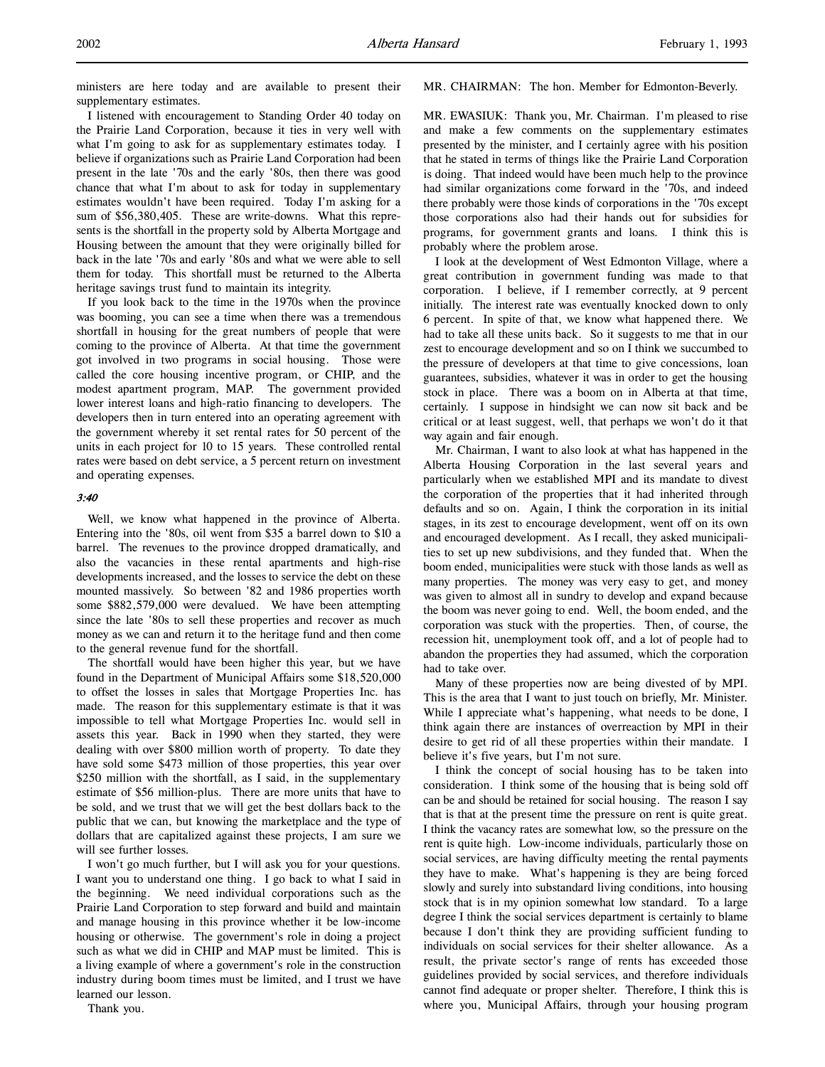ministers are here today and are available to present their supplementary estimates.

I listened with encouragement to Standing Order 40 today on the Prairie Land Corporation, because it ties in very well with what I'm going to ask for as supplementary estimates today. I believe if organizations such as Prairie Land Corporation had been present in the late '70s and the early '80s, then there was good chance that what I'm about to ask for today in supplementary estimates wouldn't have been required. Today I'm asking for a sum of $56,380,405. These are write-downs. What this represents is the shortfall in the property sold by Alberta Mortgage and Housing between the amount that they were originally billed for back in the late '70s and early '80s and what we were able to sell them for today. This shortfall must be returned to the Alberta heritage savings trust fund to maintain its integrity.

If you look back to the time in the 1970s when the province was booming, you can see a time when there was a tremendous shortfall in housing for the great numbers of people that were coming to the province of Alberta. At that time the government got involved in two programs in social housing. Those were called the core housing incentive program, or CHIP, and the modest apartment program, MAP. The government provided lower interest loans and high-ratio financing to developers. The developers then in turn entered into an operating agreement with the government whereby it set rental rates for 50 percent of the units in each project for 10 to 15 years. These controlled rental rates were based on debt service, a 5 percent return on investment and operating expenses.

*3:40*

Well, we know what happened in the province of Alberta. Entering into the '80s, oil went from $35 a barrel down to $10 a barrel. The revenues to the province dropped dramatically, and also the vacancies in these rental apartments and high-rise developments increased, and the losses to service the debt on these mounted massively. So between '82 and 1986 properties worth some $882,579,000 were devalued. We have been attempting since the late '80s to sell these properties and recover as much money as we can and return it to the heritage fund and then come to the general revenue fund for the shortfall.

The shortfall would have been higher this year, but we have found in the Department of Municipal Affairs some $18,520,000 to offset the losses in sales that Mortgage Properties Inc. has made. The reason for this supplementary estimate is that it was impossible to tell what Mortgage Properties Inc. would sell in assets this year. Back in 1990 when they started, they were dealing with over $800 million worth of property. To date they have sold some $473 million of those properties, this year over $250 million with the shortfall, as I said, in the supplementary estimate of $56 million-plus. There are more units that have to be sold, and we trust that we will get the best dollars back to the public that we can, but knowing the marketplace and the type of dollars that are capitalized against these projects, I am sure we will see further losses.

I won't go much further, but I will ask you for your questions. I want you to understand one thing. I go back to what I said in the beginning. We need individual corporations such as the Prairie Land Corporation to step forward and build and maintain and manage housing in this province whether it be low-income housing or otherwise. The government's role in doing a project such as what we did in CHIP and MAP must be limited. This is a living example of where a government's role in the construction industry during boom times must be limited, and I trust we have learned our lesson.

Thank you.

MR. CHAIRMAN: The hon. Member for Edmonton-Beverly.

MR. EWASIUK: Thank you, Mr. Chairman. I'm pleased to rise and make a few comments on the supplementary estimates presented by the minister, and I certainly agree with his position that he stated in terms of things like the Prairie Land Corporation is doing. That indeed would have been much help to the province had similar organizations come forward in the '70s, and indeed there probably were those kinds of corporations in the '70s except those corporations also had their hands out for subsidies for programs, for government grants and loans. I think this is probably where the problem arose.

I look at the development of West Edmonton Village, where a great contribution in government funding was made to that corporation. I believe, if I remember correctly, at 9 percent initially. The interest rate was eventually knocked down to only 6 percent. In spite of that, we know what happened there. We had to take all these units back. So it suggests to me that in our zest to encourage development and so on I think we succumbed to the pressure of developers at that time to give concessions, loan guarantees, subsidies, whatever it was in order to get the housing stock in place. There was a boom on in Alberta at that time, certainly. I suppose in hindsight we can now sit back and be critical or at least suggest, well, that perhaps we won't do it that way again and fair enough.

Mr. Chairman, I want to also look at what has happened in the Alberta Housing Corporation in the last several years and particularly when we established MPI and its mandate to divest the corporation of the properties that it had inherited through defaults and so on. Again, I think the corporation in its initial stages, in its zest to encourage development, went off on its own and encouraged development. As I recall, they asked municipalities to set up new subdivisions, and they funded that. When the boom ended, municipalities were stuck with those lands as well as many properties. The money was very easy to get, and money was given to almost all in sundry to develop and expand because the boom was never going to end. Well, the boom ended, and the corporation was stuck with the properties. Then, of course, the recession hit, unemployment took off, and a lot of people had to abandon the properties they had assumed, which the corporation had to take over.

Many of these properties now are being divested of by MPI. This is the area that I want to just touch on briefly, Mr. Minister. While I appreciate what's happening, what needs to be done, I think again there are instances of overreaction by MPI in their desire to get rid of all these properties within their mandate. I believe it's five years, but I'm not sure.

I think the concept of social housing has to be taken into consideration. I think some of the housing that is being sold off can be and should be retained for social housing. The reason I say that is that at the present time the pressure on rent is quite great. I think the vacancy rates are somewhat low, so the pressure on the rent is quite high. Low-income individuals, particularly those on social services, are having difficulty meeting the rental payments they have to make. What's happening is they are being forced slowly and surely into substandard living conditions, into housing stock that is in my opinion somewhat low standard. To a large degree I think the social services department is certainly to blame because I don't think they are providing sufficient funding to individuals on social services for their shelter allowance. As a result, the private sector's range of rents has exceeded those guidelines provided by social services, and therefore individuals cannot find adequate or proper shelter. Therefore, I think this is where you, Municipal Affairs, through your housing program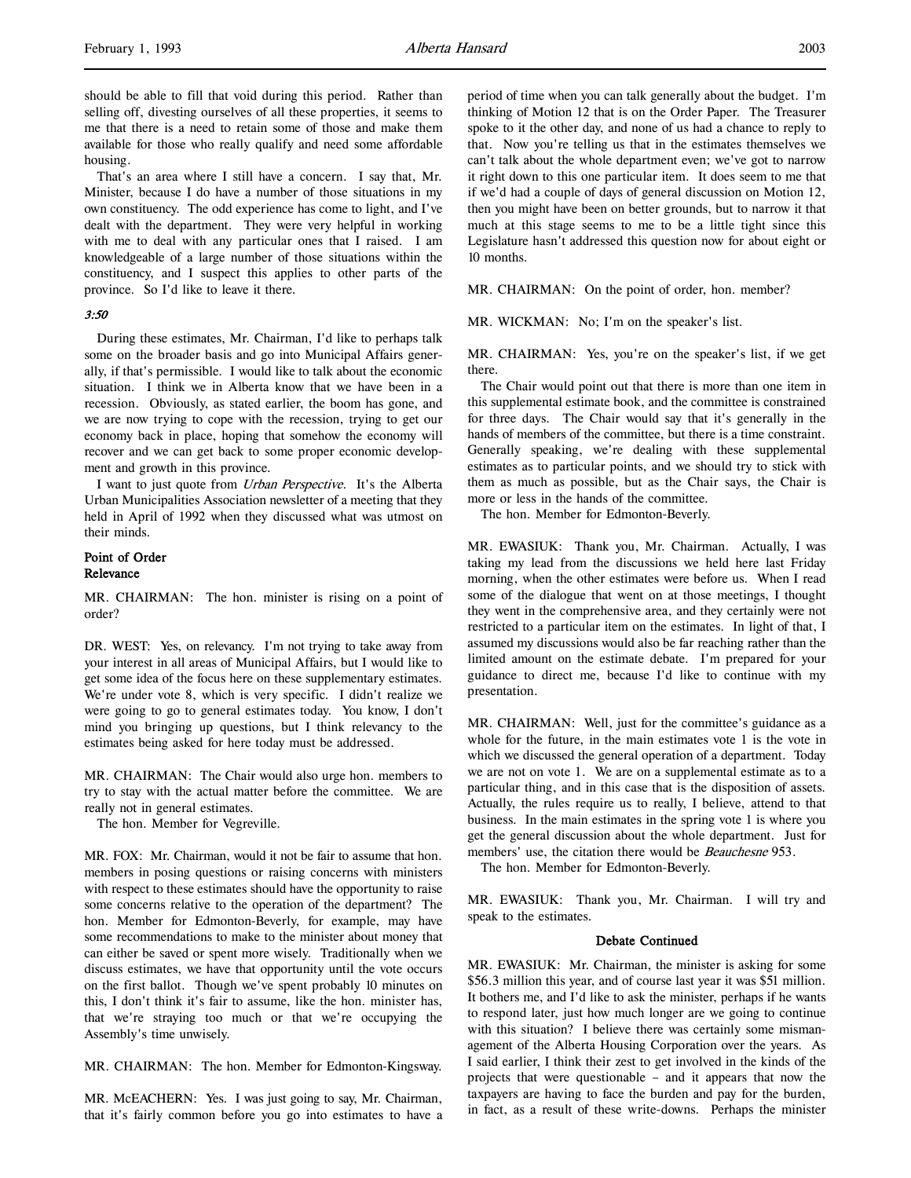should be able to fill that void during this period. Rather than selling off, divesting ourselves of all these properties, it seems to me that there is a need to retain some of those and make them available for those who really qualify and need some affordable housing.

That's an area where I still have a concern. I say that, Mr. Minister, because I do have a number of those situations in my own constituency. The odd experience has come to light, and I've dealt with the department. They were very helpful in working with me to deal with any particular ones that I raised. I am knowledgeable of a large number of those situations within the constituency, and I suspect this applies to other parts of the province. So I'd like to leave it there.

*3:50*

During these estimates, Mr. Chairman, I'd like to perhaps talk some on the broader basis and go into Municipal Affairs generally, if that's permissible. I would like to talk about the economic situation. I think we in Alberta know that we have been in a recession. Obviously, as stated earlier, the boom has gone, and we are now trying to cope with the recession, trying to get our economy back in place, hoping that somehow the economy will recover and we can get back to some proper economic development and growth in this province.

I want to just quote from *Urban Perspective*. It's the Alberta Urban Municipalities Association newsletter of a meeting that they held in April of 1992 when they discussed what was utmost on their minds.

**Point of Order**
**Relevance**

MR. CHAIRMAN: The hon. minister is rising on a point of order?

DR. WEST: Yes, on relevancy. I'm not trying to take away from your interest in all areas of Municipal Affairs, but I would like to get some idea of the focus here on these supplementary estimates. We're under vote 8, which is very specific. I didn't realize we were going to go to general estimates today. You know, I don't mind you bringing up questions, but I think relevancy to the estimates being asked for here today must be addressed.

MR. CHAIRMAN: The Chair would also urge hon. members to try to stay with the actual matter before the committee. We are really not in general estimates.

The hon. Member for Vegreville.

MR. FOX: Mr. Chairman, would it not be fair to assume that hon. members in posing questions or raising concerns with ministers with respect to these estimates should have the opportunity to raise some concerns relative to the operation of the department? The hon. Member for Edmonton-Beverly, for example, may have some recommendations to make to the minister about money that can either be saved or spent more wisely. Traditionally when we discuss estimates, we have that opportunity until the vote occurs on the first ballot. Though we've spent probably 10 minutes on this, I don't think it's fair to assume, like the hon. minister has, that we're straying too much or that we're occupying the Assembly's time unwisely.

MR. CHAIRMAN: The hon. Member for Edmonton-Kingsway.

MR. McEACHERN: Yes. I was just going to say, Mr. Chairman, that it's fairly common before you go into estimates to have a period of time when you can talk generally about the budget. I'm thinking of Motion 12 that is on the Order Paper. The Treasurer spoke to it the other day, and none of us had a chance to reply to that. Now you're telling us that in the estimates themselves we can't talk about the whole department even; we've got to narrow it right down to this one particular item. It does seem to me that if we'd had a couple of days of general discussion on Motion 12, then you might have been on better grounds, but to narrow it that much at this stage seems to me to be a little tight since this Legislature hasn't addressed this question now for about eight or 10 months.

MR. CHAIRMAN: On the point of order, hon. member?

MR. WICKMAN: No; I'm on the speaker's list.

MR. CHAIRMAN: Yes, you're on the speaker's list, if we get there.

The Chair would point out that there is more than one item in this supplemental estimate book, and the committee is constrained for three days. The Chair would say that it's generally in the hands of members of the committee, but there is a time constraint. Generally speaking, we're dealing with these supplemental estimates as to particular points, and we should try to stick with them as much as possible, but as the Chair says, the Chair is more or less in the hands of the committee.

The hon. Member for Edmonton-Beverly.

MR. EWASIUK: Thank you, Mr. Chairman. Actually, I was taking my lead from the discussions we held here last Friday morning, when the other estimates were before us. When I read some of the dialogue that went on at those meetings, I thought they went in the comprehensive area, and they certainly were not restricted to a particular item on the estimates. In light of that, I assumed my discussions would also be far reaching rather than the limited amount on the estimate debate. I'm prepared for your guidance to direct me, because I'd like to continue with my presentation.

MR. CHAIRMAN: Well, just for the committee's guidance as a whole for the future, in the main estimates vote 1 is the vote in which we discussed the general operation of a department. Today we are not on vote 1. We are on a supplemental estimate as to a particular thing, and in this case that is the disposition of assets. Actually, the rules require us to really, I believe, attend to that business. In the main estimates in the spring vote 1 is where you get the general discussion about the whole department. Just for members' use, the citation there would be *Beauchesne* 953.

The hon. Member for Edmonton-Beverly.

MR. EWASIUK: Thank you, Mr. Chairman. I will try and speak to the estimates.

**Debate Continued**

MR. EWASIUK: Mr. Chairman, the minister is asking for some $56.3 million this year, and of course last year it was $51 million. It bothers me, and I'd like to ask the minister, perhaps if he wants to respond later, just how much longer are we going to continue with this situation? I believe there was certainly some mismanagement of the Alberta Housing Corporation over the years. As I said earlier, I think their zest to get involved in the kinds of the projects that were questionable – and it appears that now the taxpayers are having to face the burden and pay for the burden, in fact, as a result of these write-downs. Perhaps the minister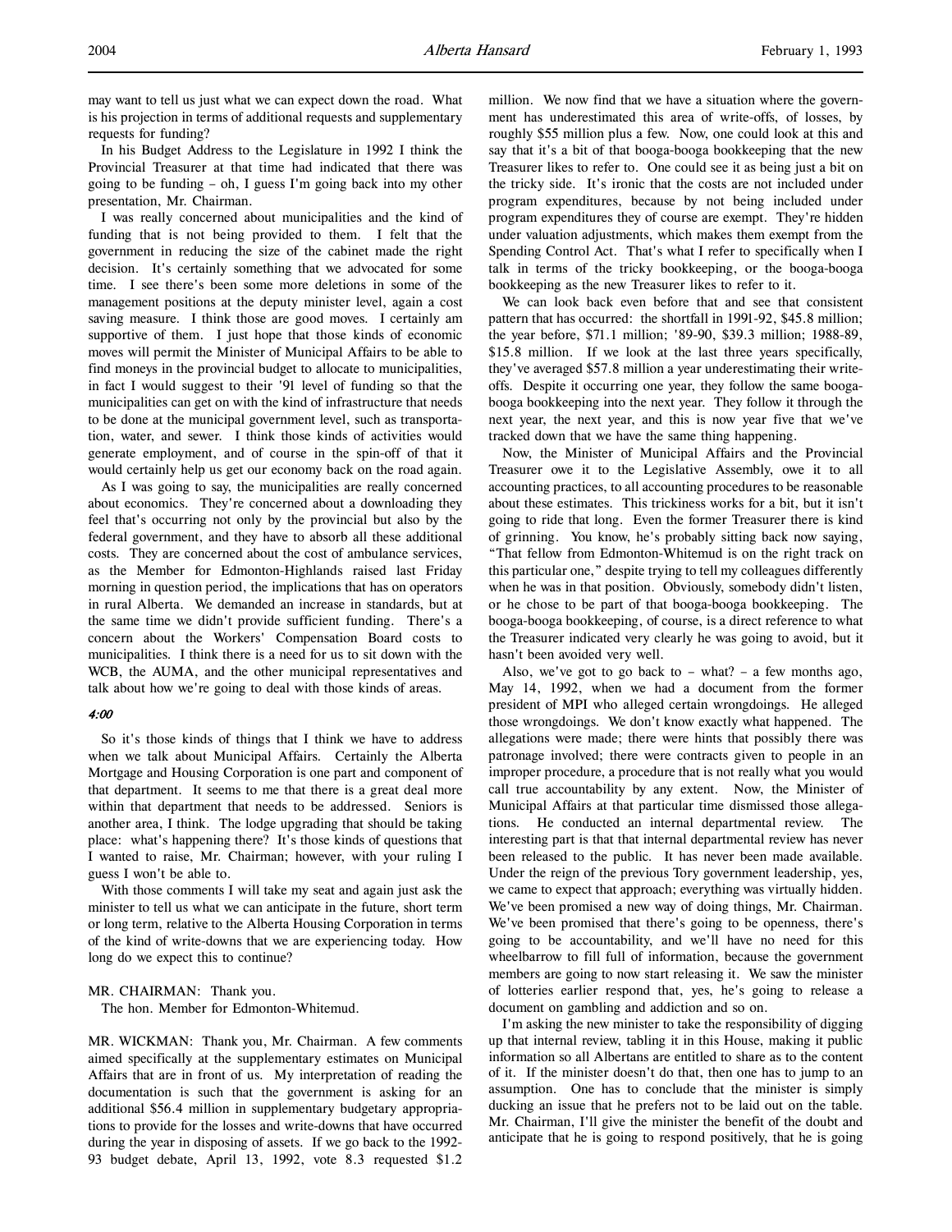may want to tell us just what we can expect down the road. What is his projection in terms of additional requests and supplementary requests for funding?

In his Budget Address to the Legislature in 1992 I think the Provincial Treasurer at that time had indicated that there was going to be funding – oh, I guess I'm going back into my other presentation, Mr. Chairman.

I was really concerned about municipalities and the kind of funding that is not being provided to them. I felt that the government in reducing the size of the cabinet made the right decision. It's certainly something that we advocated for some time. I see there's been some more deletions in some of the management positions at the deputy minister level, again a cost saving measure. I think those are good moves. I certainly am supportive of them. I just hope that those kinds of economic moves will permit the Minister of Municipal Affairs to be able to find moneys in the provincial budget to allocate to municipalities, in fact I would suggest to their '91 level of funding so that the municipalities can get on with the kind of infrastructure that needs to be done at the municipal government level, such as transportation, water, and sewer. I think those kinds of activities would generate employment, and of course in the spin-off of that it would certainly help us get our economy back on the road again.

As I was going to say, the municipalities are really concerned about economics. They're concerned about a downloading they feel that's occurring not only by the provincial but also by the federal government, and they have to absorb all these additional costs. They are concerned about the cost of ambulance services, as the Member for Edmonton-Highlands raised last Friday morning in question period, the implications that has on operators in rural Alberta. We demanded an increase in standards, but at the same time we didn't provide sufficient funding. There's a concern about the Workers' Compensation Board costs to municipalities. I think there is a need for us to sit down with the WCB, the AUMA, and the other municipal representatives and talk about how we're going to deal with those kinds of areas.

*4:00*

So it's those kinds of things that I think we have to address when we talk about Municipal Affairs. Certainly the Alberta Mortgage and Housing Corporation is one part and component of that department. It seems to me that there is a great deal more within that department that needs to be addressed. Seniors is another area, I think. The lodge upgrading that should be taking place: what's happening there? It's those kinds of questions that I wanted to raise, Mr. Chairman; however, with your ruling I guess I won't be able to.

With those comments I will take my seat and again just ask the minister to tell us what we can anticipate in the future, short term or long term, relative to the Alberta Housing Corporation in terms of the kind of write-downs that we are experiencing today. How long do we expect this to continue?

MR. CHAIRMAN: Thank you.

The hon. Member for Edmonton-Whitemud.

MR. WICKMAN: Thank you, Mr. Chairman. A few comments aimed specifically at the supplementary estimates on Municipal Affairs that are in front of us. My interpretation of reading the documentation is such that the government is asking for an additional $56.4 million in supplementary budgetary appropriations to provide for the losses and write-downs that have occurred during the year in disposing of assets. If we go back to the 1992-93 budget debate, April 13, 1992, vote 8.3 requested $1.2 million. We now find that we have a situation where the government has underestimated this area of write-offs, of losses, by roughly $55 million plus a few. Now, one could look at this and say that it's a bit of that booga-booga bookkeeping that the new Treasurer likes to refer to. One could see it as being just a bit on the tricky side. It's ironic that the costs are not included under program expenditures, because by not being included under program expenditures they of course are exempt. They're hidden under valuation adjustments, which makes them exempt from the Spending Control Act. That's what I refer to specifically when I talk in terms of the tricky bookkeeping, or the booga-booga bookkeeping as the new Treasurer likes to refer to it.

We can look back even before that and see that consistent pattern that has occurred: the shortfall in 1991-92, $45.8 million; the year before, $71.1 million; '89-90, $39.3 million; 1988-89, $15.8 million. If we look at the last three years specifically, they've averaged $57.8 million a year underestimating their write-offs. Despite it occurring one year, they follow the same booga-booga bookkeeping into the next year. They follow it through the next year, the next year, and this is now year five that we've tracked down that we have the same thing happening.

Now, the Minister of Municipal Affairs and the Provincial Treasurer owe it to the Legislative Assembly, owe it to all accounting practices, to all accounting procedures to be reasonable about these estimates. This trickiness works for a bit, but it isn't going to ride that long. Even the former Treasurer there is kind of grinning. You know, he's probably sitting back now saying, "That fellow from Edmonton-Whitemud is on the right track on this particular one," despite trying to tell my colleagues differently when he was in that position. Obviously, somebody didn't listen, or he chose to be part of that booga-booga bookkeeping. The booga-booga bookkeeping, of course, is a direct reference to what the Treasurer indicated very clearly he was going to avoid, but it hasn't been avoided very well.

Also, we've got to go back to – what? – a few months ago, May 14, 1992, when we had a document from the former president of MPI who alleged certain wrongdoings. He alleged those wrongdoings. We don't know exactly what happened. The allegations were made; there were hints that possibly there was patronage involved; there were contracts given to people in an improper procedure, a procedure that is not really what you would call true accountability by any extent. Now, the Minister of Municipal Affairs at that particular time dismissed those allegations. He conducted an internal departmental review. The interesting part is that that internal departmental review has never been released to the public. It has never been made available. Under the reign of the previous Tory government leadership, yes, we came to expect that approach; everything was virtually hidden. We've been promised a new way of doing things, Mr. Chairman. We've been promised that there's going to be openness, there's going to be accountability, and we'll have no need for this wheelbarrow to fill full of information, because the government members are going to now start releasing it. We saw the minister of lotteries earlier respond that, yes, he's going to release a document on gambling and addiction and so on.

I'm asking the new minister to take the responsibility of digging up that internal review, tabling it in this House, making it public information so all Albertans are entitled to share as to the content of it. If the minister doesn't do that, then one has to jump to an assumption. One has to conclude that the minister is simply ducking an issue that he prefers not to be laid out on the table. Mr. Chairman, I'll give the minister the benefit of the doubt and anticipate that he is going to respond positively, that he is going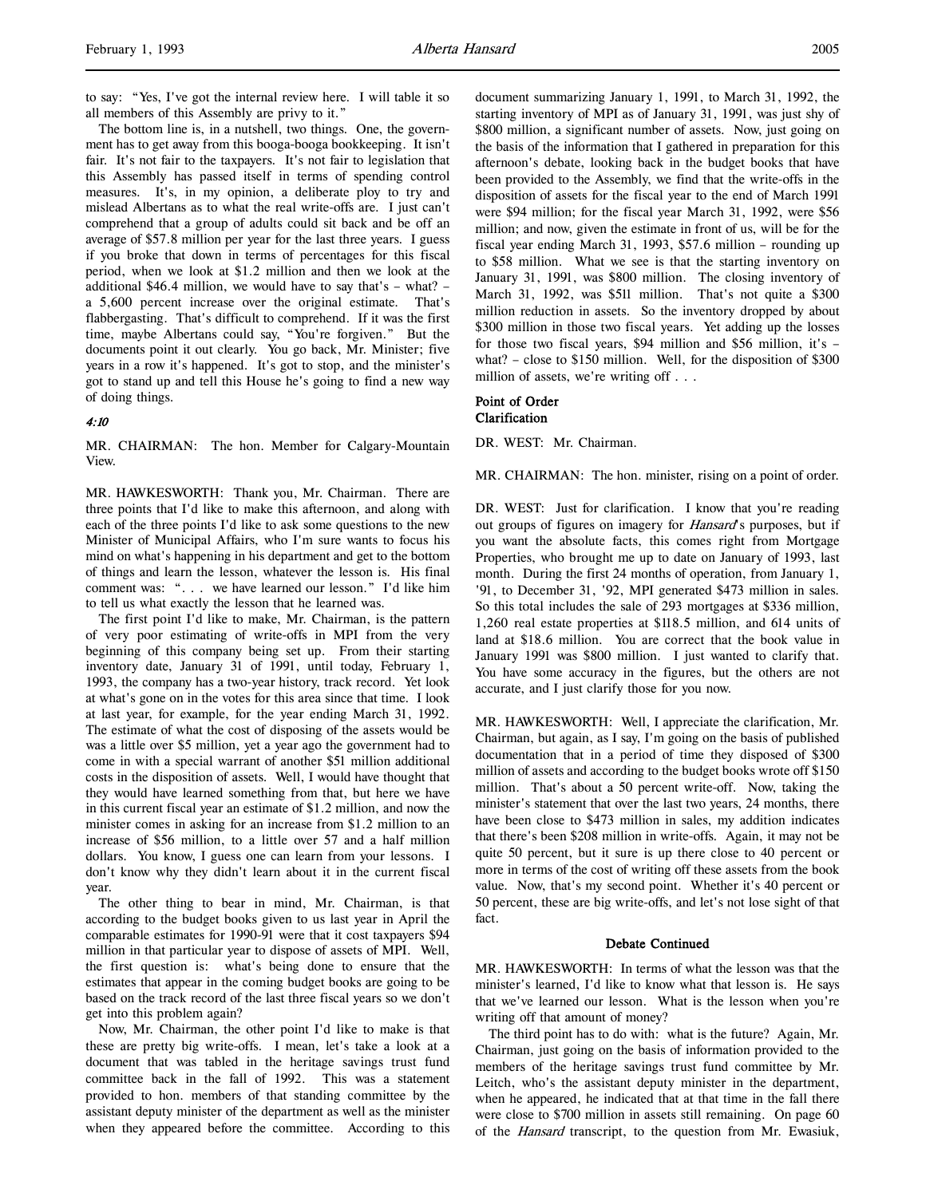to say: "Yes, I've got the internal review here. I will table it so all members of this Assembly are privy to it."

The bottom line is, in a nutshell, two things. One, the government has to get away from this booga-booga bookkeeping. It isn't fair. It's not fair to the taxpayers. It's not fair to legislation that this Assembly has passed itself in terms of spending control measures. It's, in my opinion, a deliberate ploy to try and mislead Albertans as to what the real write-offs are. I just can't comprehend that a group of adults could sit back and be off an average of $57.8 million per year for the last three years. I guess if you broke that down in terms of percentages for this fiscal period, when we look at $1.2 million and then we look at the additional $46.4 million, we would have to say that's – what? – a 5,600 percent increase over the original estimate. That's flabbergasting. That's difficult to comprehend. If it was the first time, maybe Albertans could say, "You're forgiven." But the documents point it out clearly. You go back, Mr. Minister; five years in a row it's happened. It's got to stop, and the minister's got to stand up and tell this House he's going to find a new way of doing things.

*4:10*

MR. CHAIRMAN: The hon. Member for Calgary-Mountain View.

MR. HAWKESWORTH: Thank you, Mr. Chairman. There are three points that I'd like to make this afternoon, and along with each of the three points I'd like to ask some questions to the new Minister of Municipal Affairs, who I'm sure wants to focus his mind on what's happening in his department and get to the bottom of things and learn the lesson, whatever the lesson is. His final comment was: ". . . we have learned our lesson." I'd like him to tell us what exactly the lesson that he learned was.

The first point I'd like to make, Mr. Chairman, is the pattern of very poor estimating of write-offs in MPI from the very beginning of this company being set up. From their starting inventory date, January 31 of 1991, until today, February 1, 1993, the company has a two-year history, track record. Yet look at what's gone on in the votes for this area since that time. I look at last year, for example, for the year ending March 31, 1992. The estimate of what the cost of disposing of the assets would be was a little over $5 million, yet a year ago the government had to come in with a special warrant of another $51 million additional costs in the disposition of assets. Well, I would have thought that they would have learned something from that, but here we have in this current fiscal year an estimate of $1.2 million, and now the minister comes in asking for an increase from $1.2 million to an increase of $56 million, to a little over 57 and a half million dollars. You know, I guess one can learn from your lessons. I don't know why they didn't learn about it in the current fiscal year.

The other thing to bear in mind, Mr. Chairman, is that according to the budget books given to us last year in April the comparable estimates for 1990-91 were that it cost taxpayers $94 million in that particular year to dispose of assets of MPI. Well, the first question is: what's being done to ensure that the estimates that appear in the coming budget books are going to be based on the track record of the last three fiscal years so we don't get into this problem again?

Now, Mr. Chairman, the other point I'd like to make is that these are pretty big write-offs. I mean, let's take a look at a document that was tabled in the heritage savings trust fund committee back in the fall of 1992. This was a statement provided to hon. members of that standing committee by the assistant deputy minister of the department as well as the minister when they appeared before the committee. According to this document summarizing January 1, 1991, to March 31, 1992, the starting inventory of MPI as of January 31, 1991, was just shy of $800 million, a significant number of assets. Now, just going on the basis of the information that I gathered in preparation for this afternoon's debate, looking back in the budget books that have been provided to the Assembly, we find that the write-offs in the disposition of assets for the fiscal year to the end of March 1991 were $94 million; for the fiscal year March 31, 1992, were $56 million; and now, given the estimate in front of us, will be for the fiscal year ending March 31, 1993, $57.6 million – rounding up to $58 million. What we see is that the starting inventory on January 31, 1991, was $800 million. The closing inventory of March 31, 1992, was $511 million. That's not quite a $300 million reduction in assets. So the inventory dropped by about $300 million in those two fiscal years. Yet adding up the losses for those two fiscal years, $94 million and $56 million, it's – what? – close to $150 million. Well, for the disposition of $300 million of assets, we're writing off . . .

**Point of Order**
**Clarification**

DR. WEST: Mr. Chairman.

MR. CHAIRMAN: The hon. minister, rising on a point of order.

DR. WEST: Just for clarification. I know that you're reading out groups of figures on imagery for *Hansard*'s purposes, but if you want the absolute facts, this comes right from Mortgage Properties, who brought me up to date on January of 1993, last month. During the first 24 months of operation, from January 1, '91, to December 31, '92, MPI generated $473 million in sales. So this total includes the sale of 293 mortgages at $336 million, 1,260 real estate properties at $118.5 million, and 614 units of land at $18.6 million. You are correct that the book value in January 1991 was $800 million. I just wanted to clarify that. You have some accuracy in the figures, but the others are not accurate, and I just clarify those for you now.

MR. HAWKESWORTH: Well, I appreciate the clarification, Mr. Chairman, but again, as I say, I'm going on the basis of published documentation that in a period of time they disposed of $300 million of assets and according to the budget books wrote off $150 million. That's about a 50 percent write-off. Now, taking the minister's statement that over the last two years, 24 months, there have been close to $473 million in sales, my addition indicates that there's been $208 million in write-offs. Again, it may not be quite 50 percent, but it sure is up there close to 40 percent or more in terms of the cost of writing off these assets from the book value. Now, that's my second point. Whether it's 40 percent or 50 percent, these are big write-offs, and let's not lose sight of that fact.

**Debate Continued**

MR. HAWKESWORTH: In terms of what the lesson was that the minister's learned, I'd like to know what that lesson is. He says that we've learned our lesson. What is the lesson when you're writing off that amount of money?

The third point has to do with: what is the future? Again, Mr. Chairman, just going on the basis of information provided to the members of the heritage savings trust fund committee by Mr. Leitch, who's the assistant deputy minister in the department, when he appeared, he indicated that at that time in the fall there were close to $700 million in assets still remaining. On page 60 of the *Hansard* transcript, to the question from Mr. Ewasiuk,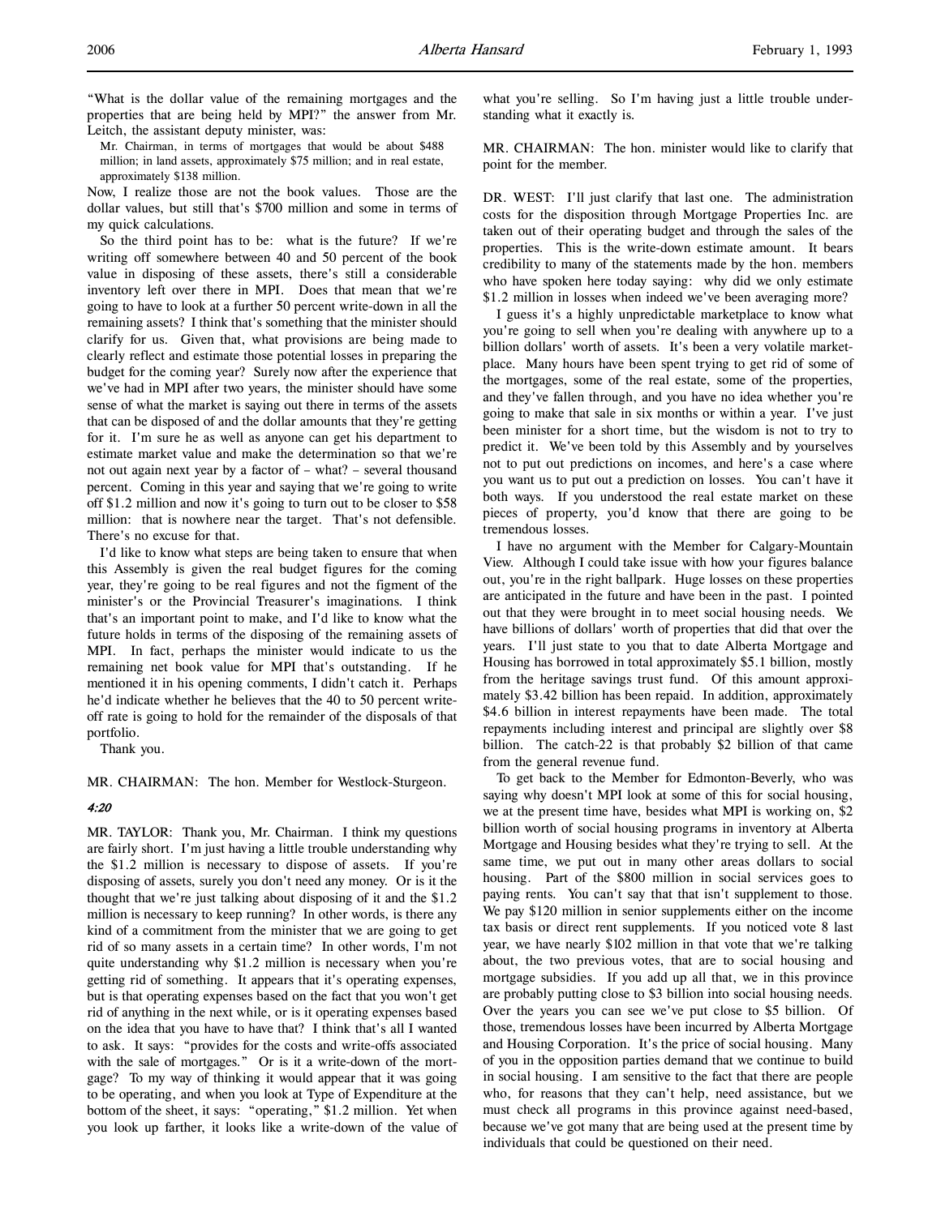"What is the dollar value of the remaining mortgages and the properties that are being held by MPI?" the answer from Mr. Leitch, the assistant deputy minister, was:

> Mr. Chairman, in terms of mortgages that would be about $488 million; in land assets, approximately $75 million; and in real estate, approximately $138 million.

Now, I realize those are not the book values. Those are the dollar values, but still that's $700 million and some in terms of my quick calculations.

So the third point has to be: what is the future? If we're writing off somewhere between 40 and 50 percent of the book value in disposing of these assets, there's still a considerable inventory left over there in MPI. Does that mean that we're going to have to look at a further 50 percent write-down in all the remaining assets? I think that's something that the minister should clarify for us. Given that, what provisions are being made to clearly reflect and estimate those potential losses in preparing the budget for the coming year? Surely now after the experience that we've had in MPI after two years, the minister should have some sense of what the market is saying out there in terms of the assets that can be disposed of and the dollar amounts that they're getting for it. I'm sure he as well as anyone can get his department to estimate market value and make the determination so that we're not out again next year by a factor of – what? – several thousand percent. Coming in this year and saying that we're going to write off $1.2 million and now it's going to turn out to be closer to $58 million: that is nowhere near the target. That's not defensible. There's no excuse for that.

I'd like to know what steps are being taken to ensure that when this Assembly is given the real budget figures for the coming year, they're going to be real figures and not the figment of the minister's or the Provincial Treasurer's imaginations. I think that's an important point to make, and I'd like to know what the future holds in terms of the disposing of the remaining assets of MPI. In fact, perhaps the minister would indicate to us the remaining net book value for MPI that's outstanding. If he mentioned it in his opening comments, I didn't catch it. Perhaps he'd indicate whether he believes that the 40 to 50 percent write-off rate is going to hold for the remainder of the disposals of that portfolio.

Thank you.

MR. CHAIRMAN: The hon. Member for Westlock-Sturgeon.

*4:20*

MR. TAYLOR: Thank you, Mr. Chairman. I think my questions are fairly short. I'm just having a little trouble understanding why the $1.2 million is necessary to dispose of assets. If you're disposing of assets, surely you don't need any money. Or is it the thought that we're just talking about disposing of it and the $1.2 million is necessary to keep running? In other words, is there any kind of a commitment from the minister that we are going to get rid of so many assets in a certain time? In other words, I'm not quite understanding why $1.2 million is necessary when you're getting rid of something. It appears that it's operating expenses, but is that operating expenses based on the fact that you won't get rid of anything in the next while, or is it operating expenses based on the idea that you have to have that? I think that's all I wanted to ask. It says: "provides for the costs and write-offs associated with the sale of mortgages." Or is it a write-down of the mortgage? To my way of thinking it would appear that it was going to be operating, and when you look at Type of Expenditure at the bottom of the sheet, it says: "operating," $1.2 million. Yet when you look up farther, it looks like a write-down of the value of what you're selling. So I'm having just a little trouble understanding what it exactly is.

MR. CHAIRMAN: The hon. minister would like to clarify that point for the member.

DR. WEST: I'll just clarify that last one. The administration costs for the disposition through Mortgage Properties Inc. are taken out of their operating budget and through the sales of the properties. This is the write-down estimate amount. It bears credibility to many of the statements made by the hon. members who have spoken here today saying: why did we only estimate $1.2 million in losses when indeed we've been averaging more?

I guess it's a highly unpredictable marketplace to know what you're going to sell when you're dealing with anywhere up to a billion dollars' worth of assets. It's been a very volatile marketplace. Many hours have been spent trying to get rid of some of the mortgages, some of the real estate, some of the properties, and they've fallen through, and you have no idea whether you're going to make that sale in six months or within a year. I've just been minister for a short time, but the wisdom is not to try to predict it. We've been told by this Assembly and by yourselves not to put out predictions on incomes, and here's a case where you want us to put out a prediction on losses. You can't have it both ways. If you understood the real estate market on these pieces of property, you'd know that there are going to be tremendous losses.

I have no argument with the Member for Calgary-Mountain View. Although I could take issue with how your figures balance out, you're in the right ballpark. Huge losses on these properties are anticipated in the future and have been in the past. I pointed out that they were brought in to meet social housing needs. We have billions of dollars' worth of properties that did that over the years. I'll just state to you that to date Alberta Mortgage and Housing has borrowed in total approximately $5.1 billion, mostly from the heritage savings trust fund. Of this amount approximately $3.42 billion has been repaid. In addition, approximately $4.6 billion in interest repayments have been made. The total repayments including interest and principal are slightly over $8 billion. The catch-22 is that probably $2 billion of that came from the general revenue fund.

To get back to the Member for Edmonton-Beverly, who was saying why doesn't MPI look at some of this for social housing, we at the present time have, besides what MPI is working on, $2 billion worth of social housing programs in inventory at Alberta Mortgage and Housing besides what they're trying to sell. At the same time, we put out in many other areas dollars to social housing. Part of the $800 million in social services goes to paying rents. You can't say that that isn't supplement to those. We pay $120 million in senior supplements either on the income tax basis or direct rent supplements. If you noticed vote 8 last year, we have nearly $102 million in that vote that we're talking about, the two previous votes, that are to social housing and mortgage subsidies. If you add up all that, we in this province are probably putting close to $3 billion into social housing needs. Over the years you can see we've put close to $5 billion. Of those, tremendous losses have been incurred by Alberta Mortgage and Housing Corporation. It's the price of social housing. Many of you in the opposition parties demand that we continue to build in social housing. I am sensitive to the fact that there are people who, for reasons that they can't help, need assistance, but we must check all programs in this province against need-based, because we've got many that are being used at the present time by individuals that could be questioned on their need.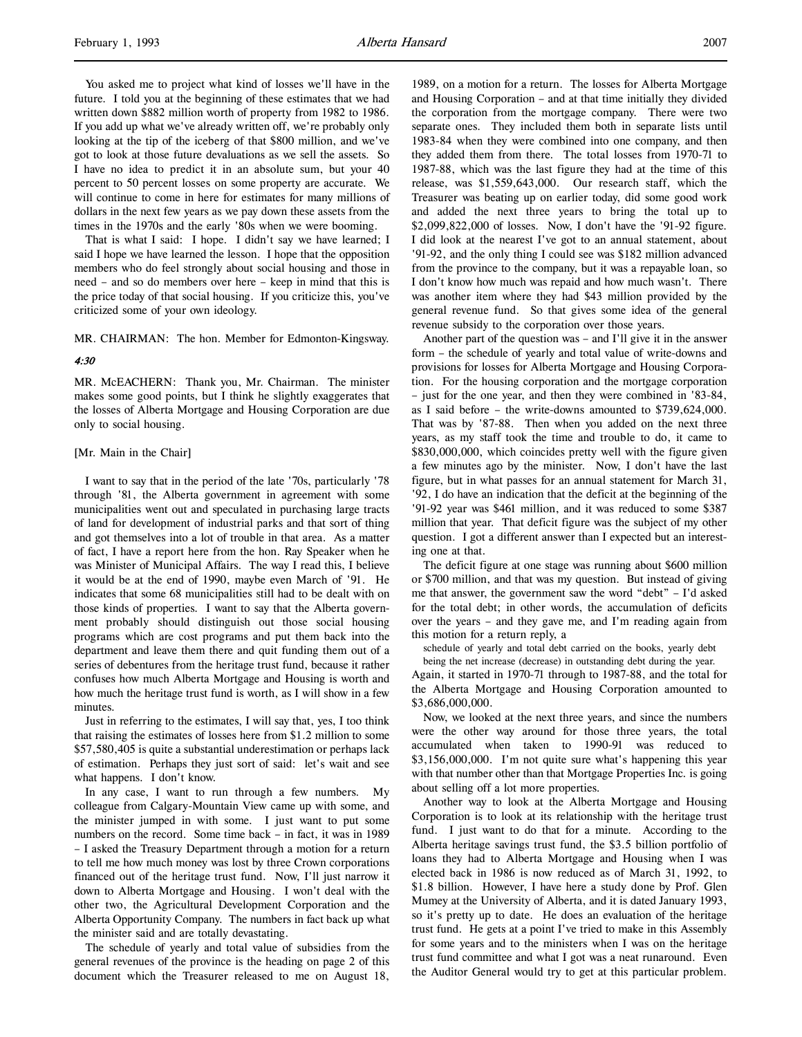You asked me to project what kind of losses we'll have in the future. I told you at the beginning of these estimates that we had written down $882 million worth of property from 1982 to 1986. If you add up what we've already written off, we're probably only looking at the tip of the iceberg of that $800 million, and we've got to look at those future devaluations as we sell the assets. So I have no idea to predict it in an absolute sum, but your 40 percent to 50 percent losses on some property are accurate. We will continue to come in here for estimates for many millions of dollars in the next few years as we pay down these assets from the times in the 1970s and the early '80s when we were booming.

That is what I said: I hope. I didn't say we have learned; I said I hope we have learned the lesson. I hope that the opposition members who do feel strongly about social housing and those in need – and so do members over here – keep in mind that this is the price today of that social housing. If you criticize this, you've criticized some of your own ideology.

MR. CHAIRMAN: The hon. Member for Edmonton-Kingsway.

*4:30*

MR. McEACHERN: Thank you, Mr. Chairman. The minister makes some good points, but I think he slightly exaggerates that the losses of Alberta Mortgage and Housing Corporation are due only to social housing.

[Mr. Main in the Chair]

I want to say that in the period of the late '70s, particularly '78 through '81, the Alberta government in agreement with some municipalities went out and speculated in purchasing large tracts of land for development of industrial parks and that sort of thing and got themselves into a lot of trouble in that area. As a matter of fact, I have a report here from the hon. Ray Speaker when he was Minister of Municipal Affairs. The way I read this, I believe it would be at the end of 1990, maybe even March of '91. He indicates that some 68 municipalities still had to be dealt with on those kinds of properties. I want to say that the Alberta government probably should distinguish out those social housing programs which are cost programs and put them back into the department and leave them there and quit funding them out of a series of debentures from the heritage trust fund, because it rather confuses how much Alberta Mortgage and Housing is worth and how much the heritage trust fund is worth, as I will show in a few minutes.

Just in referring to the estimates, I will say that, yes, I too think that raising the estimates of losses here from $1.2 million to some $57,580,405 is quite a substantial underestimation or perhaps lack of estimation. Perhaps they just sort of said: let's wait and see what happens. I don't know.

In any case, I want to run through a few numbers. My colleague from Calgary-Mountain View came up with some, and the minister jumped in with some. I just want to put some numbers on the record. Some time back – in fact, it was in 1989 – I asked the Treasury Department through a motion for a return to tell me how much money was lost by three Crown corporations financed out of the heritage trust fund. Now, I'll just narrow it down to Alberta Mortgage and Housing. I won't deal with the other two, the Agricultural Development Corporation and the Alberta Opportunity Company. The numbers in fact back up what the minister said and are totally devastating.

The schedule of yearly and total value of subsidies from the general revenues of the province is the heading on page 2 of this document which the Treasurer released to me on August 18, 1989, on a motion for a return. The losses for Alberta Mortgage and Housing Corporation – and at that time initially they divided the corporation from the mortgage company. There were two separate ones. They included them both in separate lists until 1983-84 when they were combined into one company, and then they added them from there. The total losses from 1970-71 to 1987-88, which was the last figure they had at the time of this release, was $1,559,643,000. Our research staff, which the Treasurer was beating up on earlier today, did some good work and added the next three years to bring the total up to $2,099,822,000 of losses. Now, I don't have the '91-92 figure. I did look at the nearest I've got to an annual statement, about '91-92, and the only thing I could see was $182 million advanced from the province to the company, but it was a repayable loan, so I don't know how much was repaid and how much wasn't. There was another item where they had $43 million provided by the general revenue fund. So that gives some idea of the general revenue subsidy to the corporation over those years.

Another part of the question was – and I'll give it in the answer form – the schedule of yearly and total value of write-downs and provisions for losses for Alberta Mortgage and Housing Corporation. For the housing corporation and the mortgage corporation – just for the one year, and then they were combined in '83-84, as I said before – the write-downs amounted to $739,624,000. That was by '87-88. Then when you added on the next three years, as my staff took the time and trouble to do, it came to $830,000,000, which coincides pretty well with the figure given a few minutes ago by the minister. Now, I don't have the last figure, but in what passes for an annual statement for March 31, '92, I do have an indication that the deficit at the beginning of the '91-92 year was $461 million, and it was reduced to some $387 million that year. That deficit figure was the subject of my other question. I got a different answer than I expected but an interesting one at that.

The deficit figure at one stage was running about $600 million or $700 million, and that was my question. But instead of giving me that answer, the government saw the word "debt" – I'd asked for the total debt; in other words, the accumulation of deficits over the years – and they gave me, and I'm reading again from this motion for a return reply, a

> schedule of yearly and total debt carried on the books, yearly debt being the net increase (decrease) in outstanding debt during the year.

Again, it started in 1970-71 through to 1987-88, and the total for the Alberta Mortgage and Housing Corporation amounted to $3,686,000,000.

Now, we looked at the next three years, and since the numbers were the other way around for those three years, the total accumulated when taken to 1990-91 was reduced to $3,156,000,000. I'm not quite sure what's happening this year with that number other than that Mortgage Properties Inc. is going about selling off a lot more properties.

Another way to look at the Alberta Mortgage and Housing Corporation is to look at its relationship with the heritage trust fund. I just want to do that for a minute. According to the Alberta heritage savings trust fund, the $3.5 billion portfolio of loans they had to Alberta Mortgage and Housing when I was elected back in 1986 is now reduced as of March 31, 1992, to $1.8 billion. However, I have here a study done by Prof. Glen Mumey at the University of Alberta, and it is dated January 1993, so it's pretty up to date. He does an evaluation of the heritage trust fund. He gets at a point I've tried to make in this Assembly for some years and to the ministers when I was on the heritage trust fund committee and what I got was a neat runaround. Even the Auditor General would try to get at this particular problem.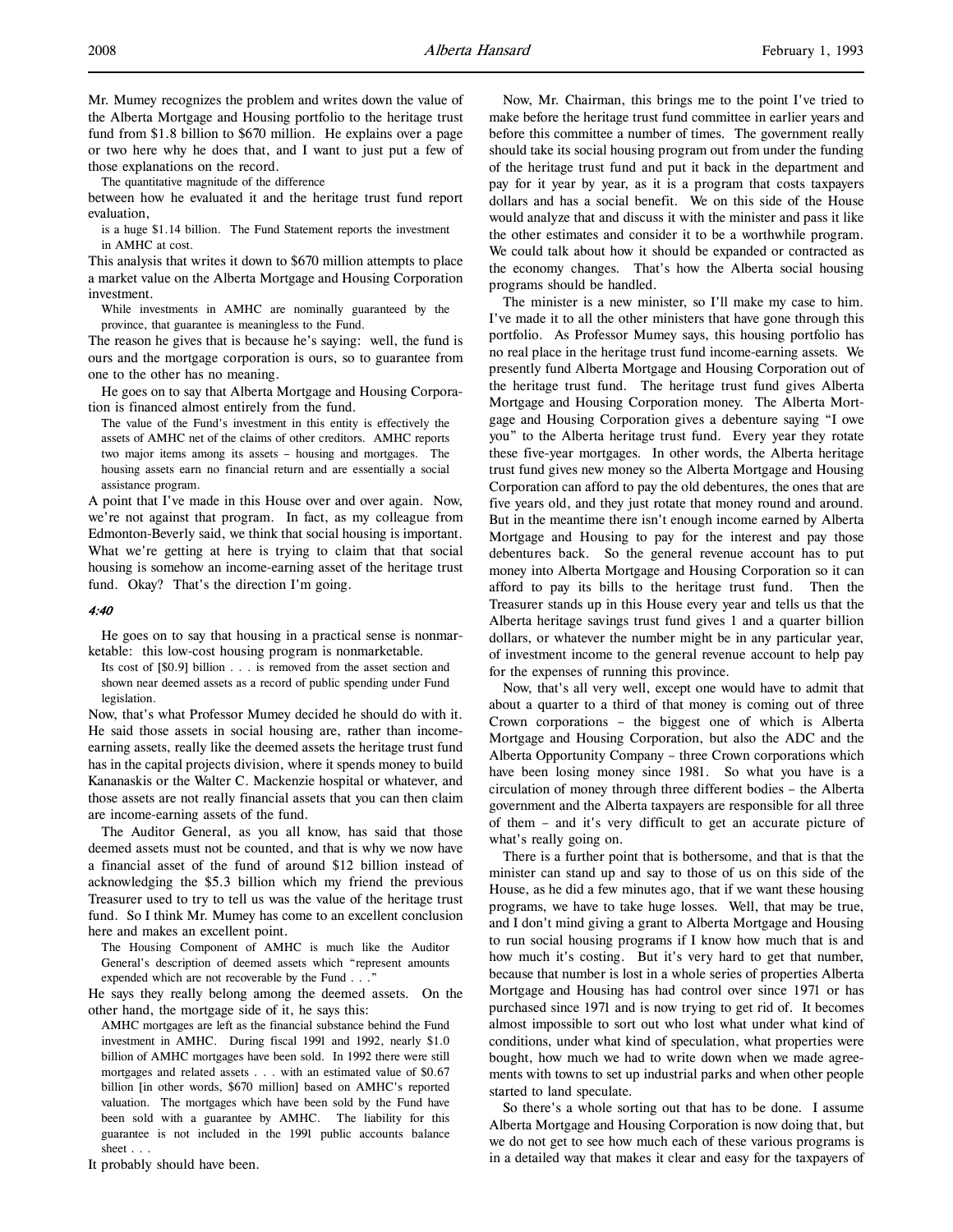Mr. Mumey recognizes the problem and writes down the value of the Alberta Mortgage and Housing portfolio to the heritage trust fund from $1.8 billion to $670 million. He explains over a page or two here why he does that, and I want to just put a few of those explanations on the record.

> The quantitative magnitude of the difference

between how he evaluated it and the heritage trust fund report evaluation,

> is a huge $1.14 billion. The Fund Statement reports the investment in AMHC at cost.

This analysis that writes it down to $670 million attempts to place a market value on the Alberta Mortgage and Housing Corporation investment.

> While investments in AMHC are nominally guaranteed by the province, that guarantee is meaningless to the Fund.

The reason he gives that is because he's saying: well, the fund is ours and the mortgage corporation is ours, so to guarantee from one to the other has no meaning.

He goes on to say that Alberta Mortgage and Housing Corporation is financed almost entirely from the fund.

> The value of the Fund's investment in this entity is effectively the assets of AMHC net of the claims of other creditors. AMHC reports two major items among its assets – housing and mortgages. The housing assets earn no financial return and are essentially a social assistance program.

A point that I've made in this House over and over again. Now, we're not against that program. In fact, as my colleague from Edmonton-Beverly said, we think that social housing is important. What we're getting at here is trying to claim that that social housing is somehow an income-earning asset of the heritage trust fund. Okay? That's the direction I'm going.

*4:40*

He goes on to say that housing in a practical sense is nonmarketable: this low-cost housing program is nonmarketable.

> Its cost of [$0.9] billion . . . is removed from the asset section and shown near deemed assets as a record of public spending under Fund legislation.

Now, that's what Professor Mumey decided he should do with it. He said those assets in social housing are, rather than income-earning assets, really like the deemed assets the heritage trust fund has in the capital projects division, where it spends money to build Kananaskis or the Walter C. Mackenzie hospital or whatever, and those assets are not really financial assets that you can then claim are income-earning assets of the fund.

The Auditor General, as you all know, has said that those deemed assets must not be counted, and that is why we now have a financial asset of the fund of around $12 billion instead of acknowledging the $5.3 billion which my friend the previous Treasurer used to try to tell us was the value of the heritage trust fund. So I think Mr. Mumey has come to an excellent conclusion here and makes an excellent point.

> The Housing Component of AMHC is much like the Auditor General's description of deemed assets which "represent amounts expended which are not recoverable by the Fund . . ."

He says they really belong among the deemed assets. On the other hand, the mortgage side of it, he says this:

> AMHC mortgages are left as the financial substance behind the Fund investment in AMHC. During fiscal 1991 and 1992, nearly $1.0 billion of AMHC mortgages have been sold. In 1992 there were still mortgages and related assets . . . with an estimated value of $0.67 billion [in other words, $670 million] based on AMHC's reported valuation. The mortgages which have been sold by the Fund have been sold with a guarantee by AMHC. The liability for this guarantee is not included in the 1991 public accounts balance sheet . . .

It probably should have been.

Now, Mr. Chairman, this brings me to the point I've tried to make before the heritage trust fund committee in earlier years and before this committee a number of times. The government really should take its social housing program out from under the funding of the heritage trust fund and put it back in the department and pay for it year by year, as it is a program that costs taxpayers dollars and has a social benefit. We on this side of the House would analyze that and discuss it with the minister and pass it like the other estimates and consider it to be a worthwhile program. We could talk about how it should be expanded or contracted as the economy changes. That's how the Alberta social housing programs should be handled.

The minister is a new minister, so I'll make my case to him. I've made it to all the other ministers that have gone through this portfolio. As Professor Mumey says, this housing portfolio has no real place in the heritage trust fund income-earning assets. We presently fund Alberta Mortgage and Housing Corporation out of the heritage trust fund. The heritage trust fund gives Alberta Mortgage and Housing Corporation money. The Alberta Mortgage and Housing Corporation gives a debenture saying "I owe you" to the Alberta heritage trust fund. Every year they rotate these five-year mortgages. In other words, the Alberta heritage trust fund gives new money so the Alberta Mortgage and Housing Corporation can afford to pay the old debentures, the ones that are five years old, and they just rotate that money round and around. But in the meantime there isn't enough income earned by Alberta Mortgage and Housing to pay for the interest and pay those debentures back. So the general revenue account has to put money into Alberta Mortgage and Housing Corporation so it can afford to pay its bills to the heritage trust fund. Then the Treasurer stands up in this House every year and tells us that the Alberta heritage savings trust fund gives 1 and a quarter billion dollars, or whatever the number might be in any particular year, of investment income to the general revenue account to help pay for the expenses of running this province.

Now, that's all very well, except one would have to admit that about a quarter to a third of that money is coming out of three Crown corporations – the biggest one of which is Alberta Mortgage and Housing Corporation, but also the ADC and the Alberta Opportunity Company – three Crown corporations which have been losing money since 1981. So what you have is a circulation of money through three different bodies – the Alberta government and the Alberta taxpayers are responsible for all three of them – and it's very difficult to get an accurate picture of what's really going on.

There is a further point that is bothersome, and that is that the minister can stand up and say to those of us on this side of the House, as he did a few minutes ago, that if we want these housing programs, we have to take huge losses. Well, that may be true, and I don't mind giving a grant to Alberta Mortgage and Housing to run social housing programs if I know how much that is and how much it's costing. But it's very hard to get that number, because that number is lost in a whole series of properties Alberta Mortgage and Housing has had control over since 1971 or has purchased since 1971 and is now trying to get rid of. It becomes almost impossible to sort out who lost what under what kind of conditions, under what kind of speculation, what properties were bought, how much we had to write down when we made agreements with towns to set up industrial parks and when other people started to land speculate.

So there's a whole sorting out that has to be done. I assume Alberta Mortgage and Housing Corporation is now doing that, but we do not get to see how much each of these various programs is in a detailed way that makes it clear and easy for the taxpayers of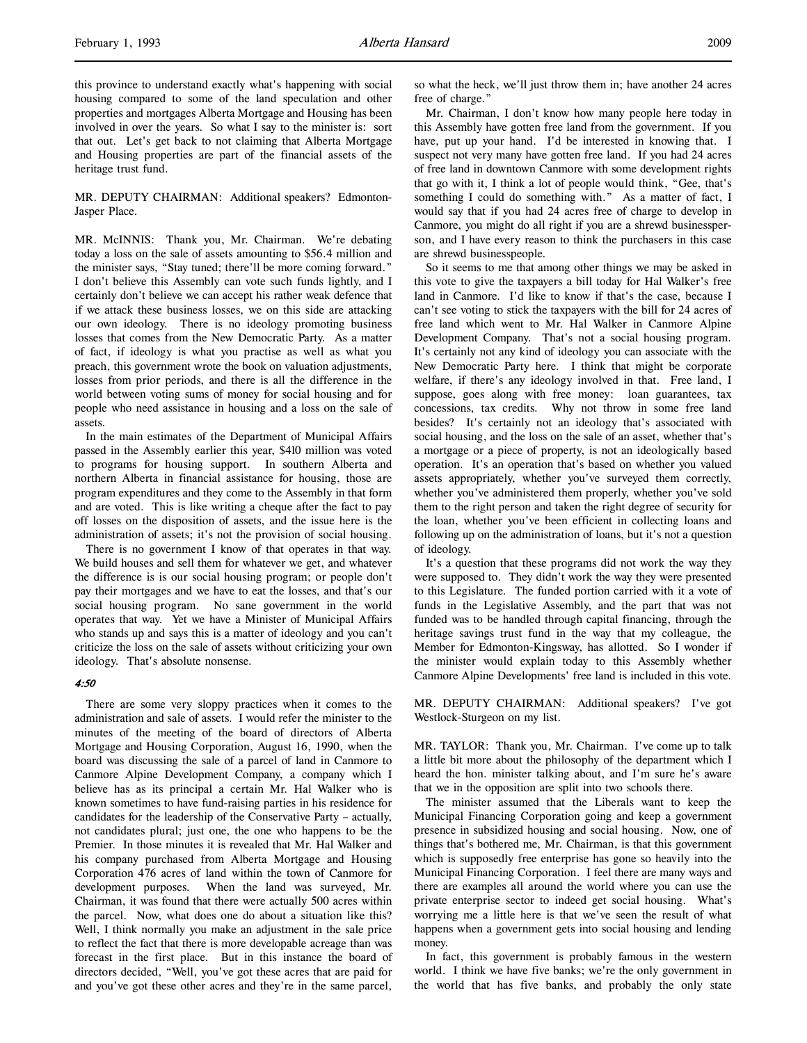this province to understand exactly what's happening with social housing compared to some of the land speculation and other properties and mortgages Alberta Mortgage and Housing has been involved in over the years. So what I say to the minister is: sort that out. Let's get back to not claiming that Alberta Mortgage and Housing properties are part of the financial assets of the heritage trust fund.

MR. DEPUTY CHAIRMAN: Additional speakers? Edmonton-Jasper Place.

MR. McINNIS: Thank you, Mr. Chairman. We're debating today a loss on the sale of assets amounting to $56.4 million and the minister says, "Stay tuned; there'll be more coming forward." I don't believe this Assembly can vote such funds lightly, and I certainly don't believe we can accept his rather weak defence that if we attack these business losses, we on this side are attacking our own ideology. There is no ideology promoting business losses that comes from the New Democratic Party. As a matter of fact, if ideology is what you practise as well as what you preach, this government wrote the book on valuation adjustments, losses from prior periods, and there is all the difference in the world between voting sums of money for social housing and for people who need assistance in housing and a loss on the sale of assets.

In the main estimates of the Department of Municipal Affairs passed in the Assembly earlier this year, $410 million was voted to programs for housing support. In southern Alberta and northern Alberta in financial assistance for housing, those are program expenditures and they come to the Assembly in that form and are voted. This is like writing a cheque after the fact to pay off losses on the disposition of assets, and the issue here is the administration of assets; it's not the provision of social housing.

There is no government I know of that operates in that way. We build houses and sell them for whatever we get, and whatever the difference is is our social housing program; or people don't pay their mortgages and we have to eat the losses, and that's our social housing program. No sane government in the world operates that way. Yet we have a Minister of Municipal Affairs who stands up and says this is a matter of ideology and you can't criticize the loss on the sale of assets without criticizing your own ideology. That's absolute nonsense.

*4:50*

There are some very sloppy practices when it comes to the administration and sale of assets. I would refer the minister to the minutes of the meeting of the board of directors of Alberta Mortgage and Housing Corporation, August 16, 1990, when the board was discussing the sale of a parcel of land in Canmore to Canmore Alpine Development Company, a company which I believe has as its principal a certain Mr. Hal Walker who is known sometimes to have fund-raising parties in his residence for candidates for the leadership of the Conservative Party – actually, not candidates plural; just one, the one who happens to be the Premier. In those minutes it is revealed that Mr. Hal Walker and his company purchased from Alberta Mortgage and Housing Corporation 476 acres of land within the town of Canmore for development purposes. When the land was surveyed, Mr. Chairman, it was found that there were actually 500 acres within the parcel. Now, what does one do about a situation like this? Well, I think normally you make an adjustment in the sale price to reflect the fact that there is more developable acreage than was forecast in the first place. But in this instance the board of directors decided, "Well, you've got these acres that are paid for and you've got these other acres and they're in the same parcel, so what the heck, we'll just throw them in; have another 24 acres free of charge."

Mr. Chairman, I don't know how many people here today in this Assembly have gotten free land from the government. If you have, put up your hand. I'd be interested in knowing that. I suspect not very many have gotten free land. If you had 24 acres of free land in downtown Canmore with some development rights that go with it, I think a lot of people would think, "Gee, that's something I could do something with." As a matter of fact, I would say that if you had 24 acres free of charge to develop in Canmore, you might do all right if you are a shrewd businessperson, and I have every reason to think the purchasers in this case are shrewd businesspeople.

So it seems to me that among other things we may be asked in this vote to give the taxpayers a bill today for Hal Walker's free land in Canmore. I'd like to know if that's the case, because I can't see voting to stick the taxpayers with the bill for 24 acres of free land which went to Mr. Hal Walker in Canmore Alpine Development Company. That's not a social housing program. It's certainly not any kind of ideology you can associate with the New Democratic Party here. I think that might be corporate welfare, if there's any ideology involved in that. Free land, I suppose, goes along with free money: loan guarantees, tax concessions, tax credits. Why not throw in some free land besides? It's certainly not an ideology that's associated with social housing, and the loss on the sale of an asset, whether that's a mortgage or a piece of property, is not an ideologically based operation. It's an operation that's based on whether you valued assets appropriately, whether you've surveyed them correctly, whether you've administered them properly, whether you've sold them to the right person and taken the right degree of security for the loan, whether you've been efficient in collecting loans and following up on the administration of loans, but it's not a question of ideology.

It's a question that these programs did not work the way they were supposed to. They didn't work the way they were presented to this Legislature. The funded portion carried with it a vote of funds in the Legislative Assembly, and the part that was not funded was to be handled through capital financing, through the heritage savings trust fund in the way that my colleague, the Member for Edmonton-Kingsway, has allotted. So I wonder if the minister would explain today to this Assembly whether Canmore Alpine Developments' free land is included in this vote.

MR. DEPUTY CHAIRMAN: Additional speakers? I've got Westlock-Sturgeon on my list.

MR. TAYLOR: Thank you, Mr. Chairman. I've come up to talk a little bit more about the philosophy of the department which I heard the hon. minister talking about, and I'm sure he's aware that we in the opposition are split into two schools there.

The minister assumed that the Liberals want to keep the Municipal Financing Corporation going and keep a government presence in subsidized housing and social housing. Now, one of things that's bothered me, Mr. Chairman, is that this government which is supposedly free enterprise has gone so heavily into the Municipal Financing Corporation. I feel there are many ways and there are examples all around the world where you can use the private enterprise sector to indeed get social housing. What's worrying me a little here is that we've seen the result of what happens when a government gets into social housing and lending money.

In fact, this government is probably famous in the western world. I think we have five banks; we're the only government in the world that has five banks, and probably the only state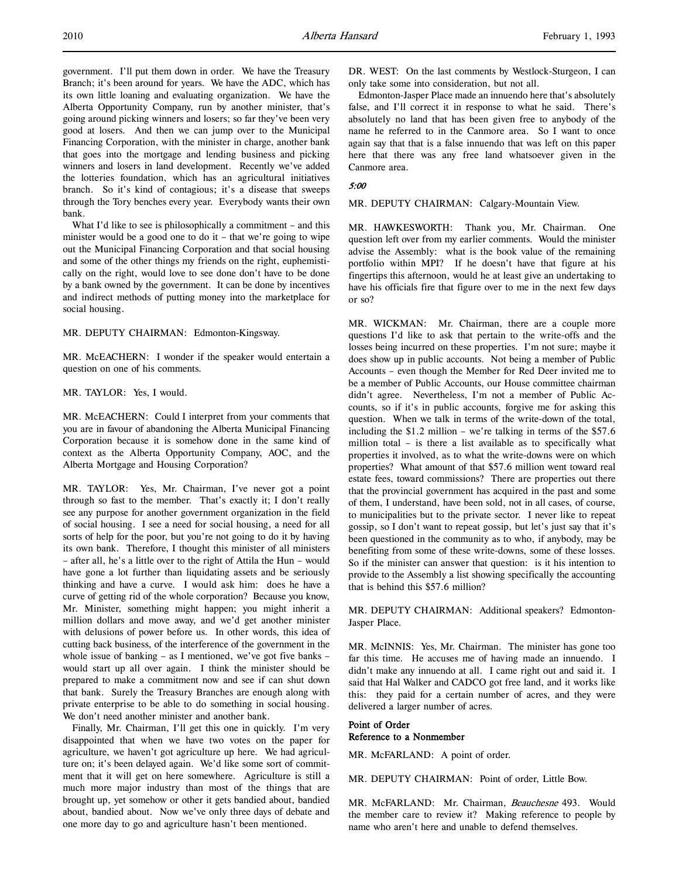government. I'll put them down in order. We have the Treasury Branch; it's been around for years. We have the ADC, which has its own little loaning and evaluating organization. We have the Alberta Opportunity Company, run by another minister, that's going around picking winners and losers; so far they've been very good at losers. And then we can jump over to the Municipal Financing Corporation, with the minister in charge, another bank that goes into the mortgage and lending business and picking winners and losers in land development. Recently we've added the lotteries foundation, which has an agricultural initiatives branch. So it's kind of contagious; it's a disease that sweeps through the Tory benches every year. Everybody wants their own bank.

What I'd like to see is philosophically a commitment – and this minister would be a good one to do it – that we're going to wipe out the Municipal Financing Corporation and that social housing and some of the other things my friends on the right, euphemistically on the right, would love to see done don't have to be done by a bank owned by the government. It can be done by incentives and indirect methods of putting money into the marketplace for social housing.

MR. DEPUTY CHAIRMAN: Edmonton-Kingsway.

MR. McEACHERN: I wonder if the speaker would entertain a question on one of his comments.

MR. TAYLOR: Yes, I would.

MR. McEACHERN: Could I interpret from your comments that you are in favour of abandoning the Alberta Municipal Financing Corporation because it is somehow done in the same kind of context as the Alberta Opportunity Company, AOC, and the Alberta Mortgage and Housing Corporation?

MR. TAYLOR: Yes, Mr. Chairman, I've never got a point through so fast to the member. That's exactly it; I don't really see any purpose for another government organization in the field of social housing. I see a need for social housing, a need for all sorts of help for the poor, but you're not going to do it by having its own bank. Therefore, I thought this minister of all ministers – after all, he's a little over to the right of Attila the Hun – would have gone a lot further than liquidating assets and be seriously thinking and have a curve. I would ask him: does he have a curve of getting rid of the whole corporation? Because you know, Mr. Minister, something might happen; you might inherit a million dollars and move away, and we'd get another minister with delusions of power before us. In other words, this idea of cutting back business, of the interference of the government in the whole issue of banking – as I mentioned, we've got five banks – would start up all over again. I think the minister should be prepared to make a commitment now and see if can shut down that bank. Surely the Treasury Branches are enough along with private enterprise to be able to do something in social housing. We don't need another minister and another bank.

Finally, Mr. Chairman, I'll get this one in quickly. I'm very disappointed that when we have two votes on the paper for agriculture, we haven't got agriculture up here. We had agriculture on; it's been delayed again. We'd like some sort of commitment that it will get on here somewhere. Agriculture is still a much more major industry than most of the things that are brought up, yet somehow or other it gets bandied about, bandied about, bandied about. Now we've only three days of debate and one more day to go and agriculture hasn't been mentioned.

DR. WEST: On the last comments by Westlock-Sturgeon, I can only take some into consideration, but not all.

Edmonton-Jasper Place made an innuendo here that's absolutely false, and I'll correct it in response to what he said. There's absolutely no land that has been given free to anybody of the name he referred to in the Canmore area. So I want to once again say that that is a false innuendo that was left on this paper here that there was any free land whatsoever given in the Canmore area.

*5:00*

MR. DEPUTY CHAIRMAN: Calgary-Mountain View.

MR. HAWKESWORTH: Thank you, Mr. Chairman. One question left over from my earlier comments. Would the minister advise the Assembly: what is the book value of the remaining portfolio within MPI? If he doesn't have that figure at his fingertips this afternoon, would he at least give an undertaking to have his officials fire that figure over to me in the next few days or so?

MR. WICKMAN: Mr. Chairman, there are a couple more questions I'd like to ask that pertain to the write-offs and the losses being incurred on these properties. I'm not sure; maybe it does show up in public accounts. Not being a member of Public Accounts – even though the Member for Red Deer invited me to be a member of Public Accounts, our House committee chairman didn't agree. Nevertheless, I'm not a member of Public Accounts, so if it's in public accounts, forgive me for asking this question. When we talk in terms of the write-down of the total, including the $1.2 million – we're talking in terms of the $57.6 million total – is there a list available as to specifically what properties it involved, as to what the write-downs were on which properties? What amount of that $57.6 million went toward real estate fees, toward commissions? There are properties out there that the provincial government has acquired in the past and some of them, I understand, have been sold, not in all cases, of course, to municipalities but to the private sector. I never like to repeat gossip, so I don't want to repeat gossip, but let's just say that it's been questioned in the community as to who, if anybody, may be benefiting from some of these write-downs, some of these losses. So if the minister can answer that question: is it his intention to provide to the Assembly a list showing specifically the accounting that is behind this $57.6 million?

MR. DEPUTY CHAIRMAN: Additional speakers? Edmonton-Jasper Place.

MR. McINNIS: Yes, Mr. Chairman. The minister has gone too far this time. He accuses me of having made an innuendo. I didn't make any innuendo at all. I came right out and said it. I said that Hal Walker and CADCO got free land, and it works like this: they paid for a certain number of acres, and they were delivered a larger number of acres.

**Point of Order**
**Reference to a Nonmember**

MR. McFARLAND: A point of order.

MR. DEPUTY CHAIRMAN: Point of order, Little Bow.

MR. McFARLAND: Mr. Chairman, *Beauchesne* 493. Would the member care to review it? Making reference to people by name who aren't here and unable to defend themselves.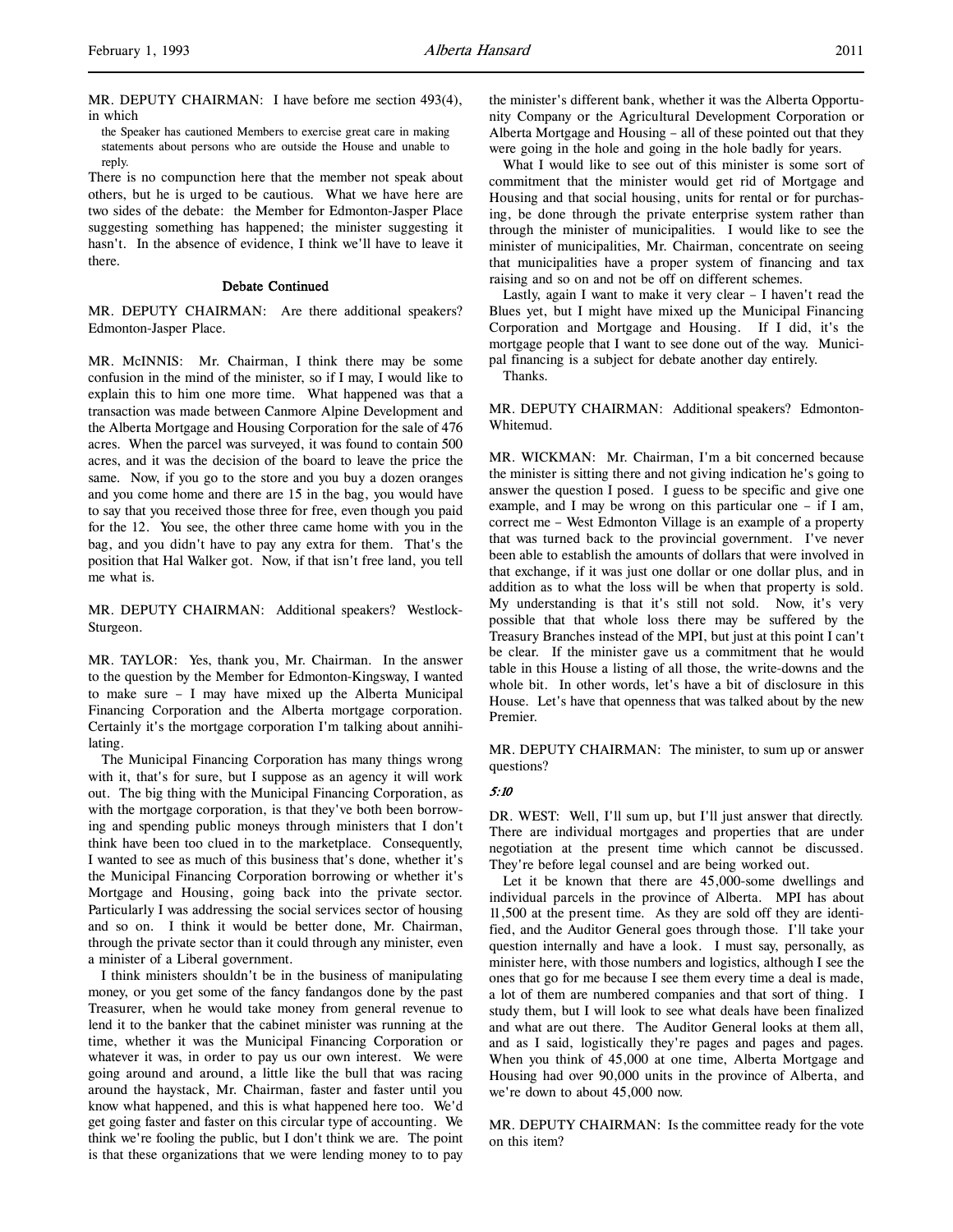MR. DEPUTY CHAIRMAN: I have before me section 493(4), in which

> the Speaker has cautioned Members to exercise great care in making statements about persons who are outside the House and unable to reply.

There is no compunction here that the member not speak about others, but he is urged to be cautious. What we have here are two sides of the debate: the Member for Edmonton-Jasper Place suggesting something has happened; the minister suggesting it hasn't. In the absence of evidence, I think we'll have to leave it there.

### Debate Continued

MR. DEPUTY CHAIRMAN: Are there additional speakers? Edmonton-Jasper Place.

MR. McINNIS: Mr. Chairman, I think there may be some confusion in the mind of the minister, so if I may, I would like to explain this to him one more time. What happened was that a transaction was made between Canmore Alpine Development and the Alberta Mortgage and Housing Corporation for the sale of 476 acres. When the parcel was surveyed, it was found to contain 500 acres, and it was the decision of the board to leave the price the same. Now, if you go to the store and you buy a dozen oranges and you come home and there are 15 in the bag, you would have to say that you received those three for free, even though you paid for the 12. You see, the other three came home with you in the bag, and you didn't have to pay any extra for them. That's the position that Hal Walker got. Now, if that isn't free land, you tell me what is.

MR. DEPUTY CHAIRMAN: Additional speakers? Westlock-Sturgeon.

MR. TAYLOR: Yes, thank you, Mr. Chairman. In the answer to the question by the Member for Edmonton-Kingsway, I wanted to make sure – I may have mixed up the Alberta Municipal Financing Corporation and the Alberta mortgage corporation. Certainly it's the mortgage corporation I'm talking about annihilating.

The Municipal Financing Corporation has many things wrong with it, that's for sure, but I suppose as an agency it will work out. The big thing with the Municipal Financing Corporation, as with the mortgage corporation, is that they've both been borrowing and spending public moneys through ministers that I don't think have been too clued in to the marketplace. Consequently, I wanted to see as much of this business that's done, whether it's the Municipal Financing Corporation borrowing or whether it's Mortgage and Housing, going back into the private sector. Particularly I was addressing the social services sector of housing and so on. I think it would be better done, Mr. Chairman, through the private sector than it could through any minister, even a minister of a Liberal government.

I think ministers shouldn't be in the business of manipulating money, or you get some of the fancy fandangos done by the past Treasurer, when he would take money from general revenue to lend it to the banker that the cabinet minister was running at the time, whether it was the Municipal Financing Corporation or whatever it was, in order to pay us our own interest. We were going around and around, a little like the bull that was racing around the haystack, Mr. Chairman, faster and faster until you know what happened, and this is what happened here too. We'd get going faster and faster on this circular type of accounting. We think we're fooling the public, but I don't think we are. The point is that these organizations that we were lending money to to pay the minister's different bank, whether it was the Alberta Opportunity Company or the Agricultural Development Corporation or Alberta Mortgage and Housing – all of these pointed out that they were going in the hole and going in the hole badly for years.

What I would like to see out of this minister is some sort of commitment that the minister would get rid of Mortgage and Housing and that social housing, units for rental or for purchasing, be done through the private enterprise system rather than through the minister of municipalities. I would like to see the minister of municipalities, Mr. Chairman, concentrate on seeing that municipalities have a proper system of financing and tax raising and so on and not be off on different schemes.

Lastly, again I want to make it very clear – I haven't read the Blues yet, but I might have mixed up the Municipal Financing Corporation and Mortgage and Housing. If I did, it's the mortgage people that I want to see done out of the way. Municipal financing is a subject for debate another day entirely.

Thanks.

MR. DEPUTY CHAIRMAN: Additional speakers? Edmonton-Whitemud.

MR. WICKMAN: Mr. Chairman, I'm a bit concerned because the minister is sitting there and not giving indication he's going to answer the question I posed. I guess to be specific and give one example, and I may be wrong on this particular one – if I am, correct me – West Edmonton Village is an example of a property that was turned back to the provincial government. I've never been able to establish the amounts of dollars that were involved in that exchange, if it was just one dollar or one dollar plus, and in addition as to what the loss will be when that property is sold. My understanding is that it's still not sold. Now, it's very possible that that whole loss there may be suffered by the Treasury Branches instead of the MPI, but just at this point I can't be clear. If the minister gave us a commitment that he would table in this House a listing of all those, the write-downs and the whole bit. In other words, let's have a bit of disclosure in this House. Let's have that openness that was talked about by the new Premier.

MR. DEPUTY CHAIRMAN: The minister, to sum up or answer questions?

*5:10*

DR. WEST: Well, I'll sum up, but I'll just answer that directly. There are individual mortgages and properties that are under negotiation at the present time which cannot be discussed. They're before legal counsel and are being worked out.

Let it be known that there are 45,000-some dwellings and individual parcels in the province of Alberta. MPI has about 11,500 at the present time. As they are sold off they are identified, and the Auditor General goes through those. I'll take your question internally and have a look. I must say, personally, as minister here, with those numbers and logistics, although I see the ones that go for me because I see them every time a deal is made, a lot of them are numbered companies and that sort of thing. I study them, but I will look to see what deals have been finalized and what are out there. The Auditor General looks at them all, and as I said, logistically they're pages and pages and pages. When you think of 45,000 at one time, Alberta Mortgage and Housing had over 90,000 units in the province of Alberta, and we're down to about 45,000 now.

MR. DEPUTY CHAIRMAN: Is the committee ready for the vote on this item?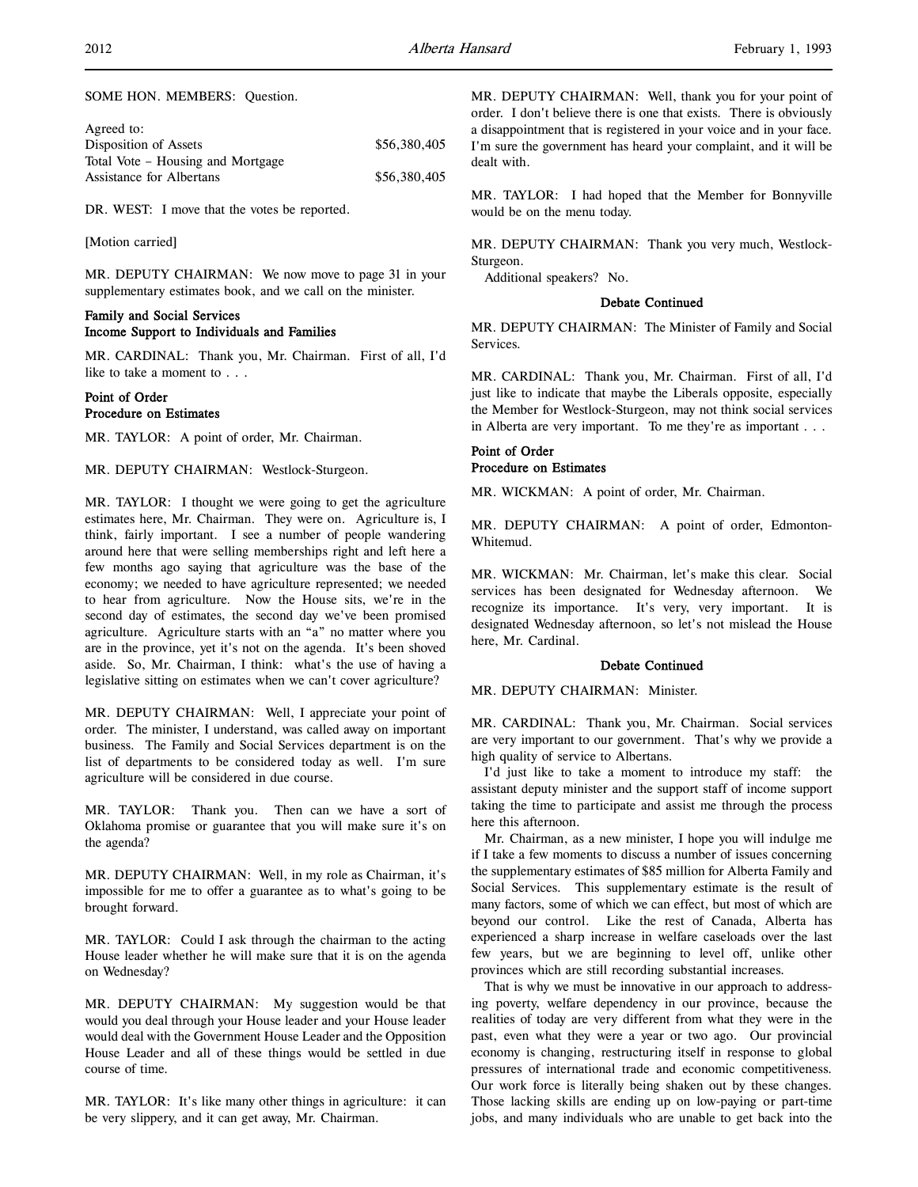SOME HON. MEMBERS: Question.

| Agreed to: | |
|---|---|
| Disposition of Assets | $56,380,405 |
| Total Vote – Housing and Mortgage Assistance for Albertans | $56,380,405 |

DR. WEST: I move that the votes be reported.

[Motion carried]

MR. DEPUTY CHAIRMAN: We now move to page 31 in your supplementary estimates book, and we call on the minister.

**Family and Social Services**
**Income Support to Individuals and Families**

MR. CARDINAL: Thank you, Mr. Chairman. First of all, I'd like to take a moment to . . .

**Point of Order**
**Procedure on Estimates**

MR. TAYLOR: A point of order, Mr. Chairman.

MR. DEPUTY CHAIRMAN: Westlock-Sturgeon.

MR. TAYLOR: I thought we were going to get the agriculture estimates here, Mr. Chairman. They were on. Agriculture is, I think, fairly important. I see a number of people wandering around here that were selling memberships right and left here a few months ago saying that agriculture was the base of the economy; we needed to have agriculture represented; we needed to hear from agriculture. Now the House sits, we're in the second day of estimates, the second day we've been promised agriculture. Agriculture starts with an "a" no matter where you are in the province, yet it's not on the agenda. It's been shoved aside. So, Mr. Chairman, I think: what's the use of having a legislative sitting on estimates when we can't cover agriculture?

MR. DEPUTY CHAIRMAN: Well, I appreciate your point of order. The minister, I understand, was called away on important business. The Family and Social Services department is on the list of departments to be considered today as well. I'm sure agriculture will be considered in due course.

MR. TAYLOR: Thank you. Then can we have a sort of Oklahoma promise or guarantee that you will make sure it's on the agenda?

MR. DEPUTY CHAIRMAN: Well, in my role as Chairman, it's impossible for me to offer a guarantee as to what's going to be brought forward.

MR. TAYLOR: Could I ask through the chairman to the acting House leader whether he will make sure that it is on the agenda on Wednesday?

MR. DEPUTY CHAIRMAN: My suggestion would be that would you deal through your House leader and your House leader would deal with the Government House Leader and the Opposition House Leader and all of these things would be settled in due course of time.

MR. TAYLOR: It's like many other things in agriculture: it can be very slippery, and it can get away, Mr. Chairman.

MR. DEPUTY CHAIRMAN: Well, thank you for your point of order. I don't believe there is one that exists. There is obviously a disappointment that is registered in your voice and in your face. I'm sure the government has heard your complaint, and it will be dealt with.

MR. TAYLOR: I had hoped that the Member for Bonnyville would be on the menu today.

MR. DEPUTY CHAIRMAN: Thank you very much, Westlock-Sturgeon.

Additional speakers? No.

**Debate Continued**

MR. DEPUTY CHAIRMAN: The Minister of Family and Social Services.

MR. CARDINAL: Thank you, Mr. Chairman. First of all, I'd just like to indicate that maybe the Liberals opposite, especially the Member for Westlock-Sturgeon, may not think social services in Alberta are very important. To me they're as important . . .

**Point of Order**
**Procedure on Estimates**

MR. WICKMAN: A point of order, Mr. Chairman.

MR. DEPUTY CHAIRMAN: A point of order, Edmonton-Whitemud.

MR. WICKMAN: Mr. Chairman, let's make this clear. Social services has been designated for Wednesday afternoon. We recognize its importance. It's very, very important. It is designated Wednesday afternoon, so let's not mislead the House here, Mr. Cardinal.

**Debate Continued**

MR. DEPUTY CHAIRMAN: Minister.

MR. CARDINAL: Thank you, Mr. Chairman. Social services are very important to our government. That's why we provide a high quality of service to Albertans.

I'd just like to take a moment to introduce my staff: the assistant deputy minister and the support staff of income support taking the time to participate and assist me through the process here this afternoon.

Mr. Chairman, as a new minister, I hope you will indulge me if I take a few moments to discuss a number of issues concerning the supplementary estimates of $85 million for Alberta Family and Social Services. This supplementary estimate is the result of many factors, some of which we can effect, but most of which are beyond our control. Like the rest of Canada, Alberta has experienced a sharp increase in welfare caseloads over the last few years, but we are beginning to level off, unlike other provinces which are still recording substantial increases.

That is why we must be innovative in our approach to addressing poverty, welfare dependency in our province, because the realities of today are very different from what they were in the past, even what they were a year or two ago. Our provincial economy is changing, restructuring itself in response to global pressures of international trade and economic competitiveness. Our work force is literally being shaken out by these changes. Those lacking skills are ending up on low-paying or part-time jobs, and many individuals who are unable to get back into the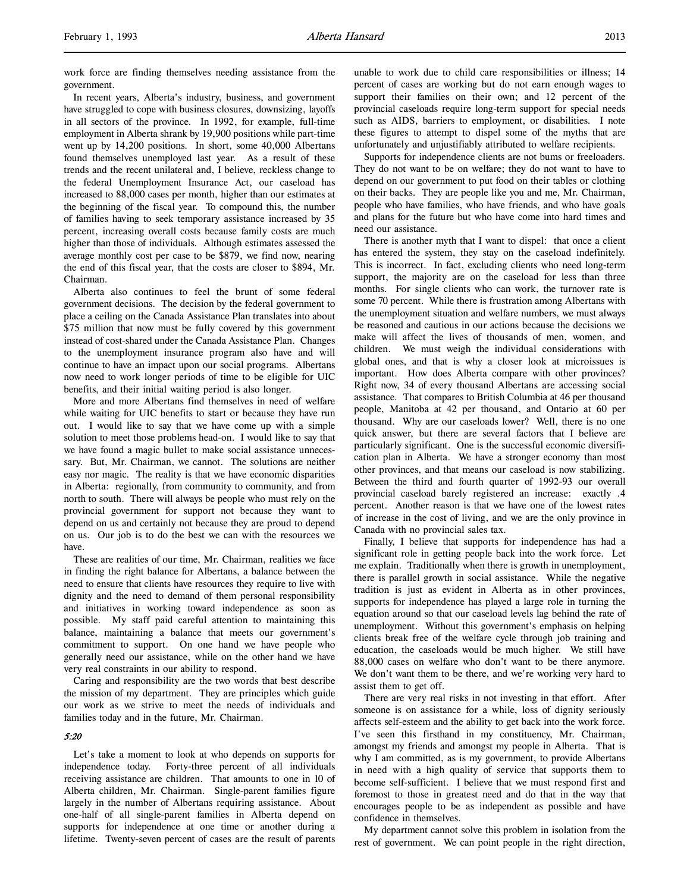work force are finding themselves needing assistance from the government.

In recent years, Alberta's industry, business, and government have struggled to cope with business closures, downsizing, layoffs in all sectors of the province. In 1992, for example, full-time employment in Alberta shrank by 19,900 positions while part-time went up by 14,200 positions. In short, some 40,000 Albertans found themselves unemployed last year. As a result of these trends and the recent unilateral and, I believe, reckless change to the federal Unemployment Insurance Act, our caseload has increased to 88,000 cases per month, higher than our estimates at the beginning of the fiscal year. To compound this, the number of families having to seek temporary assistance increased by 35 percent, increasing overall costs because family costs are much higher than those of individuals. Although estimates assessed the average monthly cost per case to be $879, we find now, nearing the end of this fiscal year, that the costs are closer to $894, Mr. Chairman.

Alberta also continues to feel the brunt of some federal government decisions. The decision by the federal government to place a ceiling on the Canada Assistance Plan translates into about $75 million that now must be fully covered by this government instead of cost-shared under the Canada Assistance Plan. Changes to the unemployment insurance program also have and will continue to have an impact upon our social programs. Albertans now need to work longer periods of time to be eligible for UIC benefits, and their initial waiting period is also longer.

More and more Albertans find themselves in need of welfare while waiting for UIC benefits to start or because they have run out. I would like to say that we have come up with a simple solution to meet those problems head-on. I would like to say that we have found a magic bullet to make social assistance unnecessary. But, Mr. Chairman, we cannot. The solutions are neither easy nor magic. The reality is that we have economic disparities in Alberta: regionally, from community to community, and from north to south. There will always be people who must rely on the provincial government for support not because they want to depend on us and certainly not because they are proud to depend on us. Our job is to do the best we can with the resources we have.

These are realities of our time, Mr. Chairman, realities we face in finding the right balance for Albertans, a balance between the need to ensure that clients have resources they require to live with dignity and the need to demand of them personal responsibility and initiatives in working toward independence as soon as possible. My staff paid careful attention to maintaining this balance, maintaining a balance that meets our government's commitment to support. On one hand we have people who generally need our assistance, while on the other hand we have very real constraints in our ability to respond.

Caring and responsibility are the two words that best describe the mission of my department. They are principles which guide our work as we strive to meet the needs of individuals and families today and in the future, Mr. Chairman.

*5:20*

Let's take a moment to look at who depends on supports for independence today. Forty-three percent of all individuals receiving assistance are children. That amounts to one in 10 of Alberta children, Mr. Chairman. Single-parent families figure largely in the number of Albertans requiring assistance. About one-half of all single-parent families in Alberta depend on supports for independence at one time or another during a lifetime. Twenty-seven percent of cases are the result of parents unable to work due to child care responsibilities or illness; 14 percent of cases are working but do not earn enough wages to support their families on their own; and 12 percent of the provincial caseloads require long-term support for special needs such as AIDS, barriers to employment, or disabilities. I note these figures to attempt to dispel some of the myths that are unfortunately and unjustifiably attributed to welfare recipients.

Supports for independence clients are not bums or freeloaders. They do not want to be on welfare; they do not want to have to depend on our government to put food on their tables or clothing on their backs. They are people like you and me, Mr. Chairman, people who have families, who have friends, and who have goals and plans for the future but who have come into hard times and need our assistance.

There is another myth that I want to dispel: that once a client has entered the system, they stay on the caseload indefinitely. This is incorrect. In fact, excluding clients who need long-term support, the majority are on the caseload for less than three months. For single clients who can work, the turnover rate is some 70 percent. While there is frustration among Albertans with the unemployment situation and welfare numbers, we must always be reasoned and cautious in our actions because the decisions we make will affect the lives of thousands of men, women, and children. We must weigh the individual considerations with global ones, and that is why a closer look at microissues is important. How does Alberta compare with other provinces? Right now, 34 of every thousand Albertans are accessing social assistance. That compares to British Columbia at 46 per thousand people, Manitoba at 42 per thousand, and Ontario at 60 per thousand. Why are our caseloads lower? Well, there is no one quick answer, but there are several factors that I believe are particularly significant. One is the successful economic diversification plan in Alberta. We have a stronger economy than most other provinces, and that means our caseload is now stabilizing. Between the third and fourth quarter of 1992-93 our overall provincial caseload barely registered an increase: exactly .4 percent. Another reason is that we have one of the lowest rates of increase in the cost of living, and we are the only province in Canada with no provincial sales tax.

Finally, I believe that supports for independence has had a significant role in getting people back into the work force. Let me explain. Traditionally when there is growth in unemployment, there is parallel growth in social assistance. While the negative tradition is just as evident in Alberta as in other provinces, supports for independence has played a large role in turning the equation around so that our caseload levels lag behind the rate of unemployment. Without this government's emphasis on helping clients break free of the welfare cycle through job training and education, the caseloads would be much higher. We still have 88,000 cases on welfare who don't want to be there anymore. We don't want them to be there, and we're working very hard to assist them to get off.

There are very real risks in not investing in that effort. After someone is on assistance for a while, loss of dignity seriously affects self-esteem and the ability to get back into the work force. I've seen this firsthand in my constituency, Mr. Chairman, amongst my friends and amongst my people in Alberta. That is why I am committed, as is my government, to provide Albertans in need with a high quality of service that supports them to become self-sufficient. I believe that we must respond first and foremost to those in greatest need and do that in the way that encourages people to be as independent as possible and have confidence in themselves.

My department cannot solve this problem in isolation from the rest of government. We can point people in the right direction,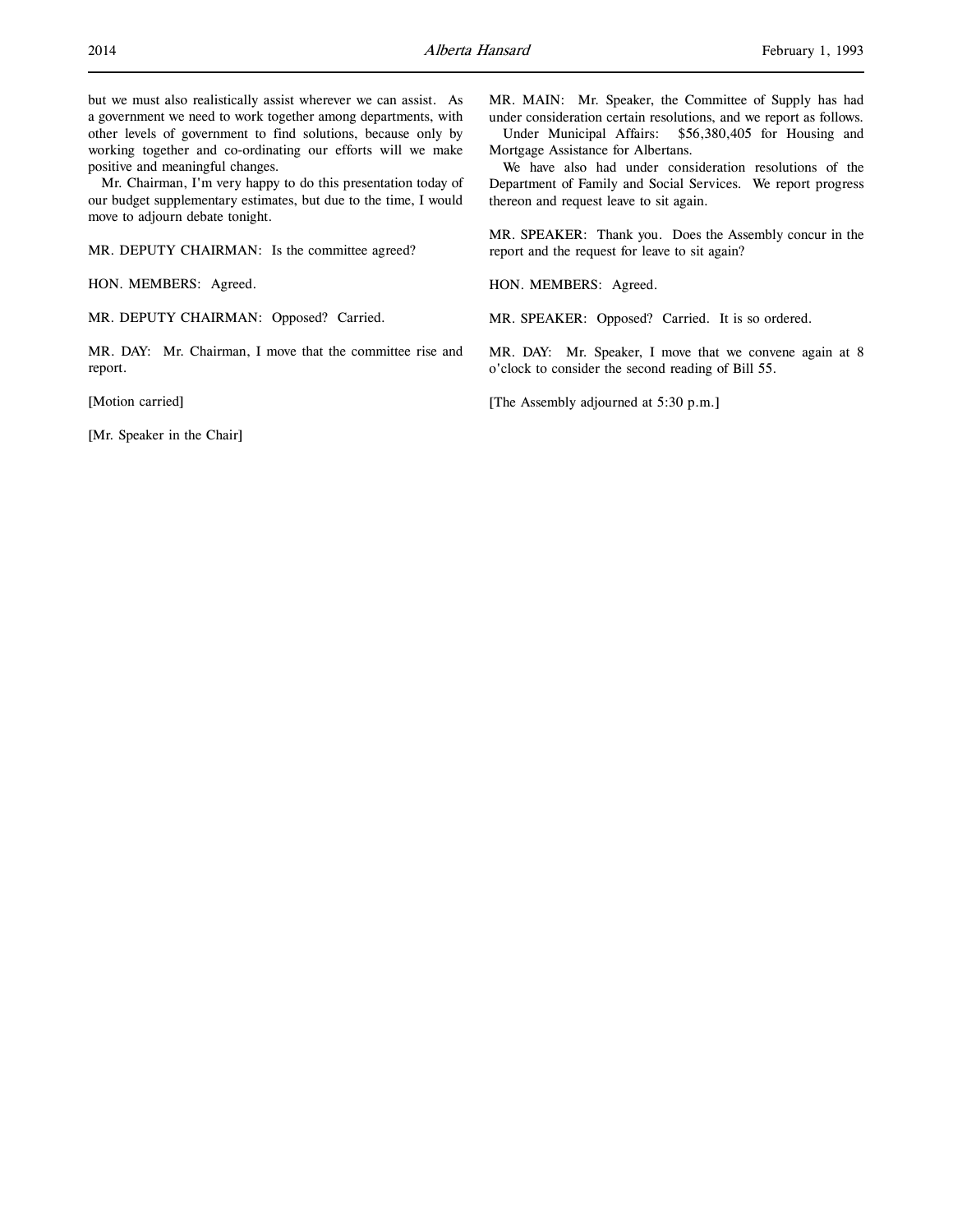but we must also realistically assist wherever we can assist. As a government we need to work together among departments, with other levels of government to find solutions, because only by working together and co-ordinating our efforts will we make positive and meaningful changes.

Mr. Chairman, I'm very happy to do this presentation today of our budget supplementary estimates, but due to the time, I would move to adjourn debate tonight.

MR. DEPUTY CHAIRMAN: Is the committee agreed?

HON. MEMBERS: Agreed.

MR. DEPUTY CHAIRMAN: Opposed? Carried.

MR. DAY: Mr. Chairman, I move that the committee rise and report.

[Motion carried]

[Mr. Speaker in the Chair]

MR. MAIN: Mr. Speaker, the Committee of Supply has had under consideration certain resolutions, and we report as follows.

Under Municipal Affairs: $56,380,405 for Housing and Mortgage Assistance for Albertans.

We have also had under consideration resolutions of the Department of Family and Social Services. We report progress thereon and request leave to sit again.

MR. SPEAKER: Thank you. Does the Assembly concur in the report and the request for leave to sit again?

HON. MEMBERS: Agreed.

MR. SPEAKER: Opposed? Carried. It is so ordered.

MR. DAY: Mr. Speaker, I move that we convene again at 8 o'clock to consider the second reading of Bill 55.

[The Assembly adjourned at 5:30 p.m.]